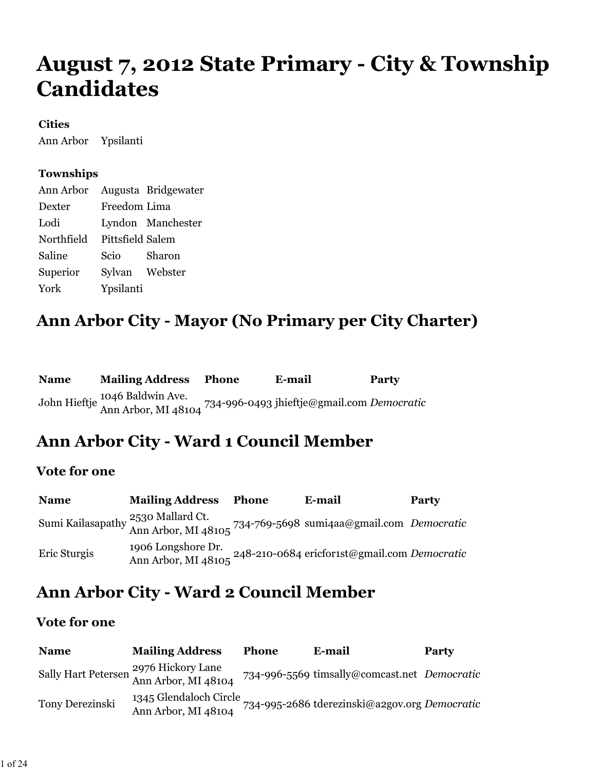# August 7, 2012 State Primary - City & Township Candidates

**Cities**

| | |
|---|---|
| Ann Arbor | Ypsilanti |

**Townships**

| | | |
|---|---|---|
| Ann Arbor | Augusta | Bridgewater |
| Dexter | Freedom | Lima |
| Lodi | Lyndon | Manchester |
| Northfield | Pittsfield | Salem |
| Saline | Scio | Sharon |
| Superior | Sylvan | Webster |
| York | Ypsilanti | |

## Ann Arbor City - Mayor (No Primary per City Charter)

| Name | Mailing Address | Phone | E-mail | Party |
|---|---|---|---|---|
| John Hieftje | 1046 Baldwin Ave. Ann Arbor, MI 48104 | 734-996-0493 | jhieftje@gmail.com | *Democratic* |

## Ann Arbor City - Ward 1 Council Member

### Vote for one

| Name | Mailing Address | Phone | E-mail | Party |
|---|---|---|---|---|
| Sumi Kailasapathy | 2530 Mallard Ct. Ann Arbor, MI 48105 | 734-769-5698 | sumi4aa@gmail.com | *Democratic* |
| Eric Sturgis | 1906 Longshore Dr. Ann Arbor, MI 48105 | 248-210-0684 | ericfor1st@gmail.com | *Democratic* |

## Ann Arbor City - Ward 2 Council Member

### Vote for one

| Name | Mailing Address | Phone | E-mail | Party |
|---|---|---|---|---|
| Sally Hart Petersen | 2976 Hickory Lane Ann Arbor, MI 48104 | 734-996-5569 | timsally@comcast.net | *Democratic* |
| Tony Derezinski | 1345 Glendaloch Circle Ann Arbor, MI 48104 | 734-995-2686 | tderezinski@a2gov.org | *Democratic* |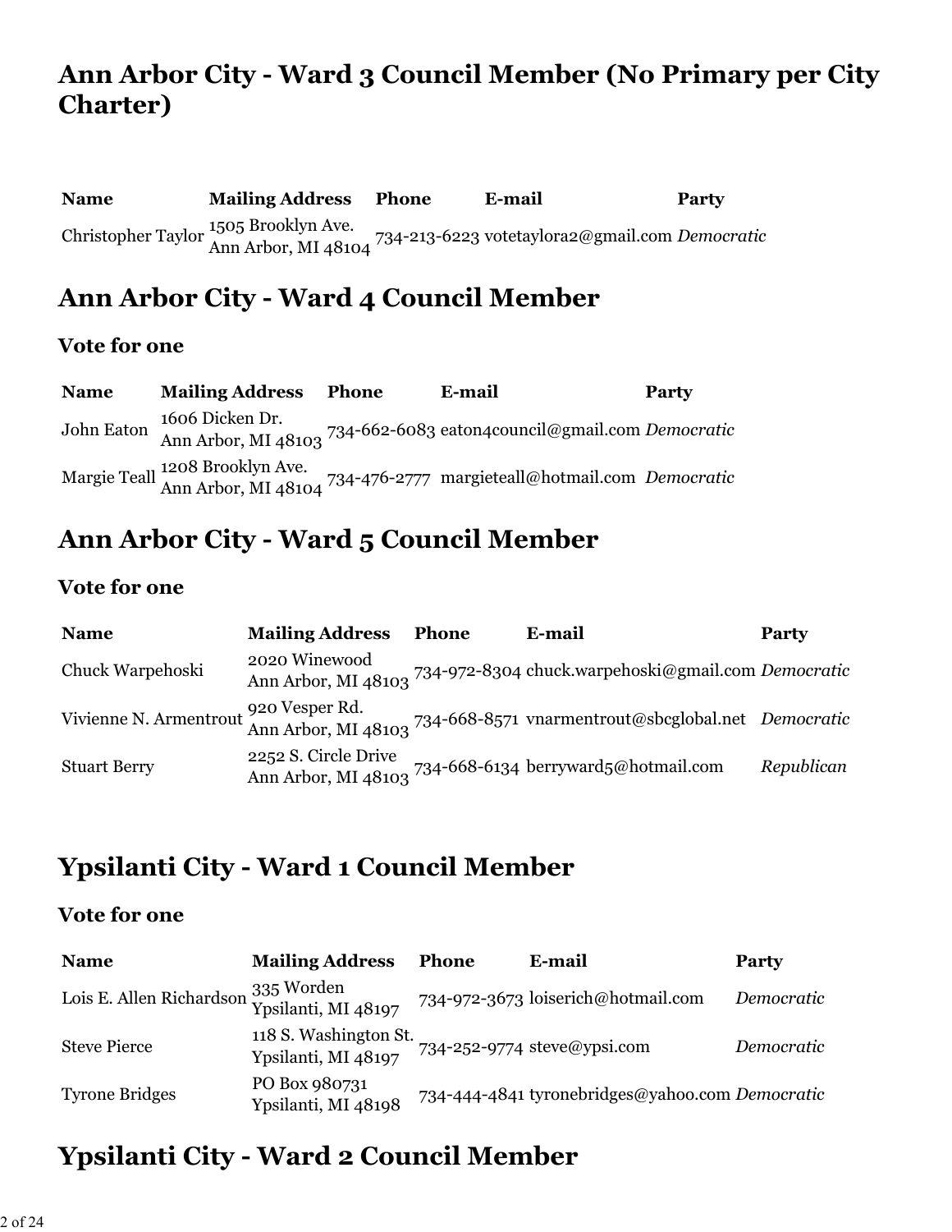## Ann Arbor City - Ward 3 Council Member (No Primary per City Charter)

| Name | Mailing Address | Phone | E-mail | Party |
|---|---|---|---|---|
| Christopher Taylor | 1505 Brooklyn Ave. Ann Arbor, MI 48104 | 734-213-6223 | votetaylora2@gmail.com | *Democratic* |

## Ann Arbor City - Ward 4 Council Member

### Vote for one

| Name | Mailing Address | Phone | E-mail | Party |
|---|---|---|---|---|
| John Eaton | 1606 Dicken Dr. Ann Arbor, MI 48103 | 734-662-6083 | eaton4council@gmail.com | *Democratic* |
| Margie Teall | 1208 Brooklyn Ave. Ann Arbor, MI 48104 | 734-476-2777 | margieteall@hotmail.com | *Democratic* |

## Ann Arbor City - Ward 5 Council Member

### Vote for one

| Name | Mailing Address | Phone | E-mail | Party |
|---|---|---|---|---|
| Chuck Warpehoski | 2020 Winewood Ann Arbor, MI 48103 | 734-972-8304 | chuck.warpehoski@gmail.com | *Democratic* |
| Vivienne N. Armentrout | 920 Vesper Rd. Ann Arbor, MI 48103 | 734-668-8571 | vnarmentrout@sbcglobal.net | *Democratic* |
| Stuart Berry | 2252 S. Circle Drive Ann Arbor, MI 48103 | 734-668-6134 | berryward5@hotmail.com | *Republican* |

## Ypsilanti City - Ward 1 Council Member

### Vote for one

| Name | Mailing Address | Phone | E-mail | Party |
|---|---|---|---|---|
| Lois E. Allen Richardson | 335 Worden Ypsilanti, MI 48197 | 734-972-3673 | loiserich@hotmail.com | *Democratic* |
| Steve Pierce | 118 S. Washington St. Ypsilanti, MI 48197 | 734-252-9774 | steve@ypsi.com | *Democratic* |
| Tyrone Bridges | PO Box 980731 Ypsilanti, MI 48198 | 734-444-4841 | tyronebridges@yahoo.com | *Democratic* |

## Ypsilanti City - Ward 2 Council Member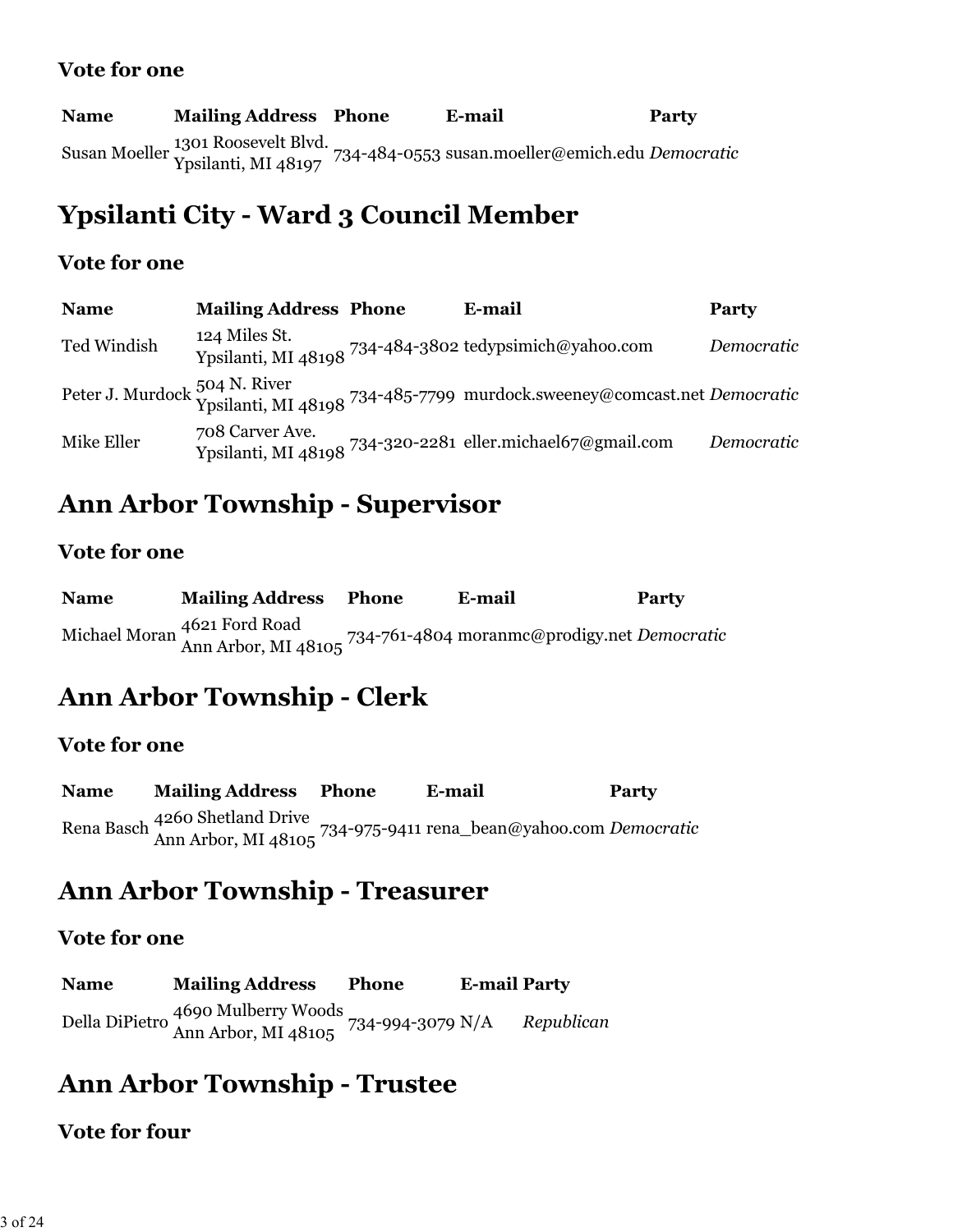### Vote for one

| Name | Mailing Address | Phone | E-mail | Party |
|---|---|---|---|---|
| Susan Moeller | 1301 Roosevelt Blvd. Ypsilanti, MI 48197 | 734-484-0553 | susan.moeller@emich.edu | *Democratic* |

## Ypsilanti City - Ward 3 Council Member

### Vote for one

| Name | Mailing Address | Phone | E-mail | Party |
|---|---|---|---|---|
| Ted Windish | 124 Miles St. Ypsilanti, MI 48198 | 734-484-3802 | tedypsimich@yahoo.com | *Democratic* |
| Peter J. Murdock | 504 N. River Ypsilanti, MI 48198 | 734-485-7799 | murdock.sweeney@comcast.net | *Democratic* |
| Mike Eller | 708 Carver Ave. Ypsilanti, MI 48198 | 734-320-2281 | eller.michael67@gmail.com | *Democratic* |

## Ann Arbor Township - Supervisor

### Vote for one

| Name | Mailing Address | Phone | E-mail | Party |
|---|---|---|---|---|
| Michael Moran | 4621 Ford Road Ann Arbor, MI 48105 | 734-761-4804 | moranmc@prodigy.net | *Democratic* |

## Ann Arbor Township - Clerk

### Vote for one

| Name | Mailing Address | Phone | E-mail | Party |
|---|---|---|---|---|
| Rena Basch | 4260 Shetland Drive Ann Arbor, MI 48105 | 734-975-9411 | rena_bean@yahoo.com | *Democratic* |

## Ann Arbor Township - Treasurer

### Vote for one

| Name | Mailing Address | Phone | E-mail | Party |
|---|---|---|---|---|
| Della DiPietro | 4690 Mulberry Woods Ann Arbor, MI 48105 | 734-994-3079 | N/A | *Republican* |

## Ann Arbor Township - Trustee

### Vote for four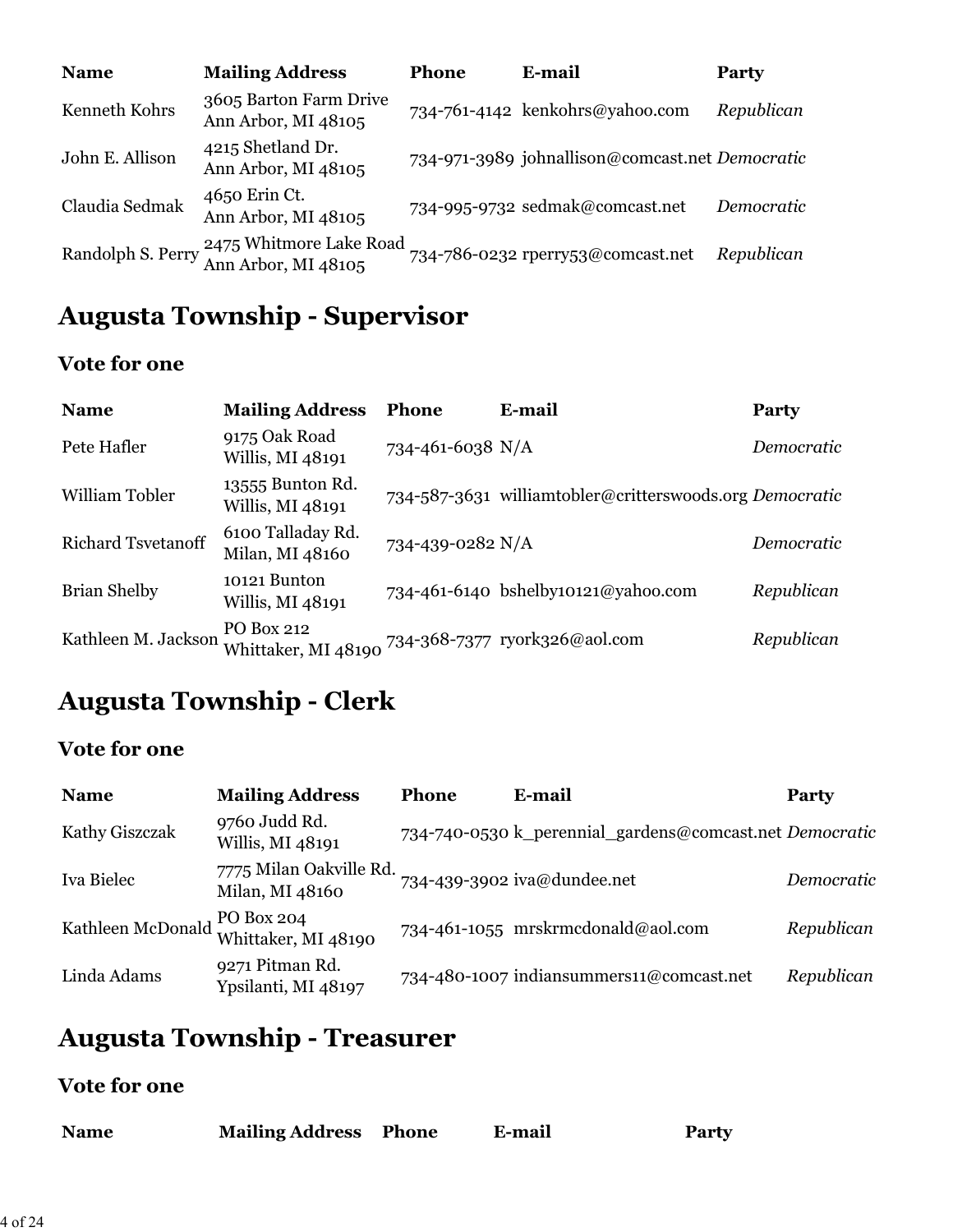| Name | Mailing Address | Phone | E-mail | Party |
|---|---|---|---|---|
| Kenneth Kohrs | 3605 Barton Farm Drive Ann Arbor, MI 48105 | 734-761-4142 | kenkohrs@yahoo.com | *Republican* |
| John E. Allison | 4215 Shetland Dr. Ann Arbor, MI 48105 | 734-971-3989 | johnallison@comcast.net | *Democratic* |
| Claudia Sedmak | 4650 Erin Ct. Ann Arbor, MI 48105 | 734-995-9732 | sedmak@comcast.net | *Democratic* |
| Randolph S. Perry | 2475 Whitmore Lake Road Ann Arbor, MI 48105 | 734-786-0232 | rperry53@comcast.net | *Republican* |

## Augusta Township - Supervisor

### Vote for one

| Name | Mailing Address | Phone | E-mail | Party |
|---|---|---|---|---|
| Pete Hafler | 9175 Oak Road Willis, MI 48191 | 734-461-6038 | N/A | *Democratic* |
| William Tobler | 13555 Bunton Rd. Willis, MI 48191 | 734-587-3631 | williamtobler@critterswoods.org | *Democratic* |
| Richard Tsvetanoff | 6100 Talladay Rd. Milan, MI 48160 | 734-439-0282 | N/A | *Democratic* |
| Brian Shelby | 10121 Bunton Willis, MI 48191 | 734-461-6140 | bshelby10121@yahoo.com | *Republican* |
| Kathleen M. Jackson | PO Box 212 Whittaker, MI 48190 | 734-368-7377 | ryork326@aol.com | *Republican* |

## Augusta Township - Clerk

### Vote for one

| Name | Mailing Address | Phone | E-mail | Party |
|---|---|---|---|---|
| Kathy Giszczak | 9760 Judd Rd. Willis, MI 48191 | 734-740-0530 | k_perennial_gardens@comcast.net | *Democratic* |
| Iva Bielec | 7775 Milan Oakville Rd. Milan, MI 48160 | 734-439-3902 | iva@dundee.net | *Democratic* |
| Kathleen McDonald | PO Box 204 Whittaker, MI 48190 | 734-461-1055 | mrskrmcdonald@aol.com | *Republican* |
| Linda Adams | 9271 Pitman Rd. Ypsilanti, MI 48197 | 734-480-1007 | indiansummers11@comcast.net | *Republican* |

## Augusta Township - Treasurer

### Vote for one

| Name | Mailing Address | Phone | E-mail | Party |
|---|---|---|---|---|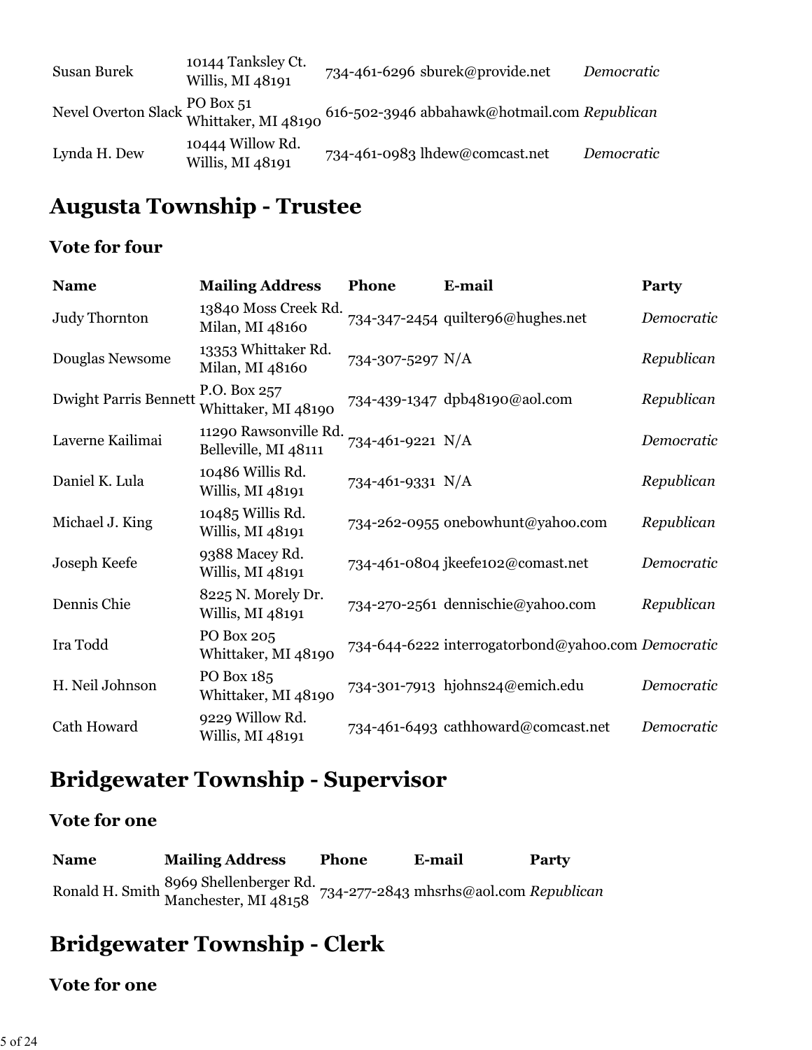| | | | | |
|---|---|---|---|---|
| Susan Burek | 10144 Tanksley Ct. Willis, MI 48191 | 734-461-6296 | sburek@provide.net | *Democratic* |
| Nevel Overton Slack | PO Box 51 Whittaker, MI 48190 | 616-502-3946 | abbahawk@hotmail.com | *Republican* |
| Lynda H. Dew | 10444 Willow Rd. Willis, MI 48191 | 734-461-0983 | lhdew@comcast.net | *Democratic* |

## Augusta Township - Trustee

### Vote for four

| Name | Mailing Address | Phone | E-mail | Party |
|---|---|---|---|---|
| Judy Thornton | 13840 Moss Creek Rd. Milan, MI 48160 | 734-347-2454 | quilter96@hughes.net | *Democratic* |
| Douglas Newsome | 13353 Whittaker Rd. Milan, MI 48160 | 734-307-5297 | N/A | *Republican* |
| Dwight Parris Bennett | P.O. Box 257 Whittaker, MI 48190 | 734-439-1347 | dpb48190@aol.com | *Republican* |
| Laverne Kailimai | 11290 Rawsonville Rd. Belleville, MI 48111 | 734-461-9221 | N/A | *Democratic* |
| Daniel K. Lula | 10486 Willis Rd. Willis, MI 48191 | 734-461-9331 | N/A | *Republican* |
| Michael J. King | 10485 Willis Rd. Willis, MI 48191 | 734-262-0955 | onebowhunt@yahoo.com | *Republican* |
| Joseph Keefe | 9388 Macey Rd. Willis, MI 48191 | 734-461-0804 | jkeefe102@comast.net | *Democratic* |
| Dennis Chie | 8225 N. Morely Dr. Willis, MI 48191 | 734-270-2561 | dennischie@yahoo.com | *Republican* |
| Ira Todd | PO Box 205 Whittaker, MI 48190 | 734-644-6222 | interrogatorbond@yahoo.com | *Democratic* |
| H. Neil Johnson | PO Box 185 Whittaker, MI 48190 | 734-301-7913 | hjohns24@emich.edu | *Democratic* |
| Cath Howard | 9229 Willow Rd. Willis, MI 48191 | 734-461-6493 | cathhoward@comcast.net | *Democratic* |

## Bridgewater Township - Supervisor

### Vote for one

| Name | Mailing Address | Phone | E-mail | Party |
|---|---|---|---|---|
| Ronald H. Smith | 8969 Shellenberger Rd. Manchester, MI 48158 | 734-277-2843 | mhsrhs@aol.com | *Republican* |

## Bridgewater Township - Clerk

### Vote for one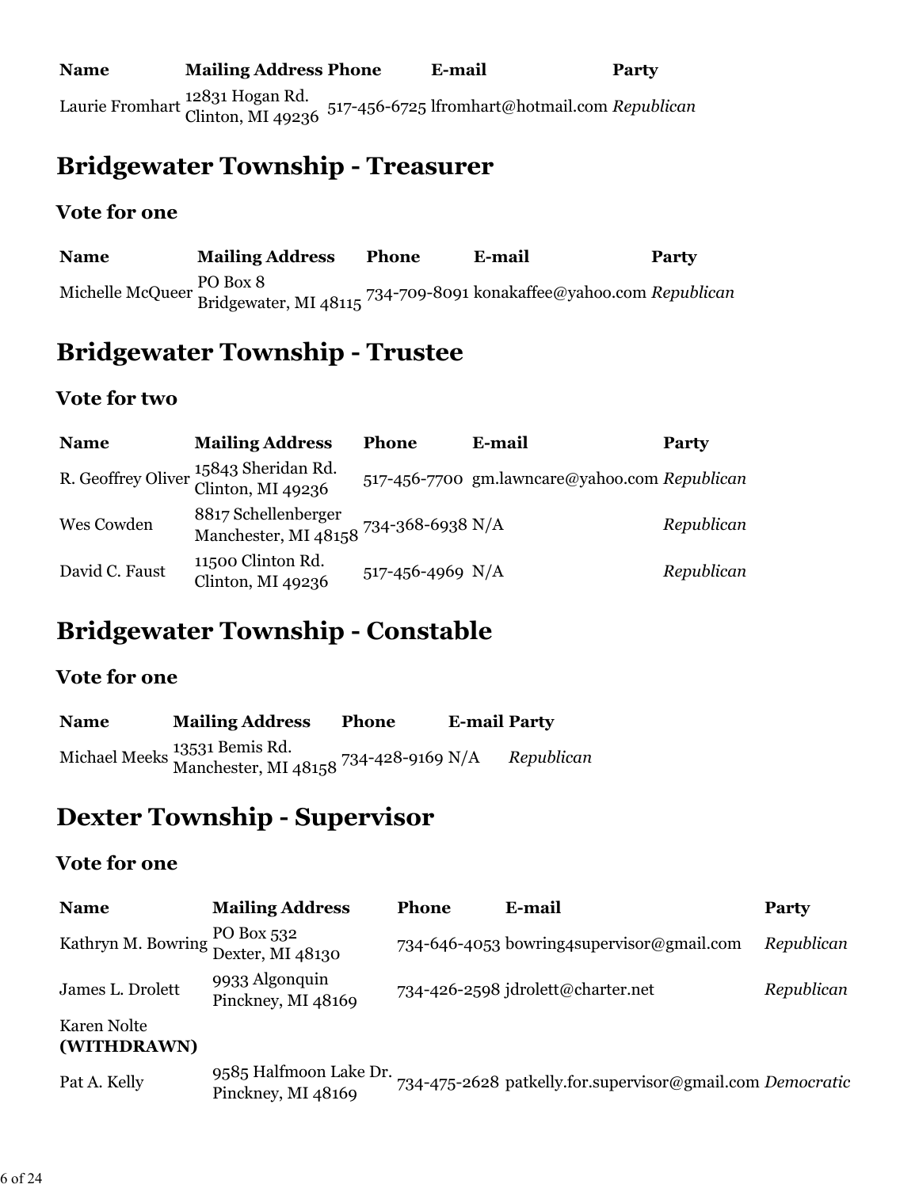| Name | Mailing Address | Phone | E-mail | Party |
|---|---|---|---|---|
| Laurie Fromhart | 12831 Hogan Rd. Clinton, MI 49236 | 517-456-6725 | lfromhart@hotmail.com | *Republican* |

## Bridgewater Township - Treasurer

### Vote for one

| Name | Mailing Address | Phone | E-mail | Party |
|---|---|---|---|---|
| Michelle McQueer | PO Box 8 Bridgewater, MI 48115 | 734-709-8091 | konakaffee@yahoo.com | *Republican* |

## Bridgewater Township - Trustee

### Vote for two

| Name | Mailing Address | Phone | E-mail | Party |
|---|---|---|---|---|
| R. Geoffrey Oliver | 15843 Sheridan Rd. Clinton, MI 49236 | 517-456-7700 | gm.lawncare@yahoo.com | *Republican* |
| Wes Cowden | 8817 Schellenberger Manchester, MI 48158 | 734-368-6938 | N/A | *Republican* |
| David C. Faust | 11500 Clinton Rd. Clinton, MI 49236 | 517-456-4969 | N/A | *Republican* |

## Bridgewater Township - Constable

### Vote for one

| Name | Mailing Address | Phone | E-mail | Party |
|---|---|---|---|---|
| Michael Meeks | 13531 Bemis Rd. Manchester, MI 48158 | 734-428-9169 | N/A | *Republican* |

## Dexter Township - Supervisor

### Vote for one

| Name | Mailing Address | Phone | E-mail | Party |
|---|---|---|---|---|
| Kathryn M. Bowring | PO Box 532 Dexter, MI 48130 | 734-646-4053 | bowring4supervisor@gmail.com | *Republican* |
| James L. Drolett | 9933 Algonquin Pinckney, MI 48169 | 734-426-2598 | jdrolett@charter.net | *Republican* |
| Karen Nolte **(WITHDRAWN)** | | | | |
| Pat A. Kelly | 9585 Halfmoon Lake Dr. Pinckney, MI 48169 | 734-475-2628 | patkelly.for.supervisor@gmail.com | *Democratic* |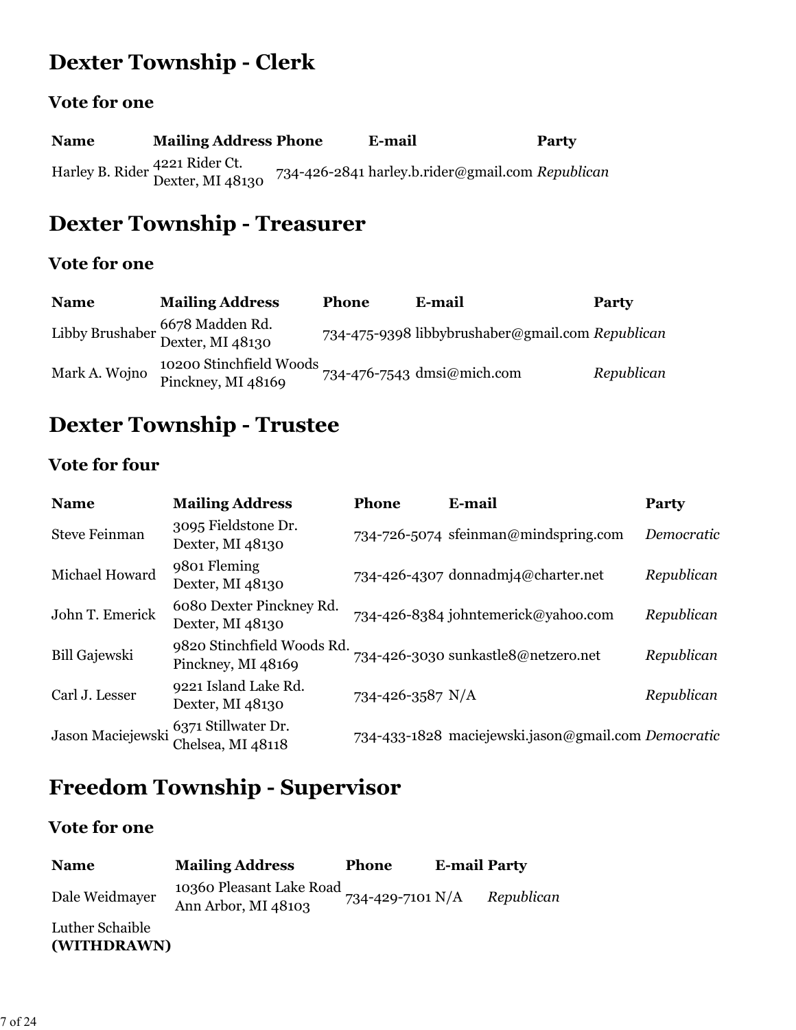## Dexter Township - Clerk

### Vote for one

| Name | Mailing Address | Phone | E-mail | Party |
|---|---|---|---|---|
| Harley B. Rider | 4221 Rider Ct.<br>Dexter, MI 48130 | 734-426-2841 | harley.b.rider@gmail.com | *Republican* |

## Dexter Township - Treasurer

### Vote for one

| Name | Mailing Address | Phone | E-mail | Party |
|---|---|---|---|---|
| Libby Brushaber | 6678 Madden Rd.<br>Dexter, MI 48130 | 734-475-9398 | libbybrushaber@gmail.com | *Republican* |
| Mark A. Wojno | 10200 Stinchfield Woods<br>Pinckney, MI 48169 | 734-476-7543 | dmsi@mich.com | *Republican* |

## Dexter Township - Trustee

### Vote for four

| Name | Mailing Address | Phone | E-mail | Party |
|---|---|---|---|---|
| Steve Feinman | 3095 Fieldstone Dr.<br>Dexter, MI 48130 | 734-726-5074 | sfeinman@mindspring.com | *Democratic* |
| Michael Howard | 9801 Fleming<br>Dexter, MI 48130 | 734-426-4307 | donnadmj4@charter.net | *Republican* |
| John T. Emerick | 6080 Dexter Pinckney Rd.<br>Dexter, MI 48130 | 734-426-8384 | johntemerick@yahoo.com | *Republican* |
| Bill Gajewski | 9820 Stinchfield Woods Rd.<br>Pinckney, MI 48169 | 734-426-3030 | sunkastle8@netzero.net | *Republican* |
| Carl J. Lesser | 9221 Island Lake Rd.<br>Dexter, MI 48130 | 734-426-3587 | N/A | *Republican* |
| Jason Maciejewski | 6371 Stillwater Dr.<br>Chelsea, MI 48118 | 734-433-1828 | maciejewski.jason@gmail.com | *Democratic* |

## Freedom Township - Supervisor

### Vote for one

| Name | Mailing Address | Phone | E-mail | Party |
|---|---|---|---|---|
| Dale Weidmayer | 10360 Pleasant Lake Road<br>Ann Arbor, MI 48103 | 734-429-7101 | N/A | *Republican* |
| Luther Schaible **(WITHDRAWN)** | | | | |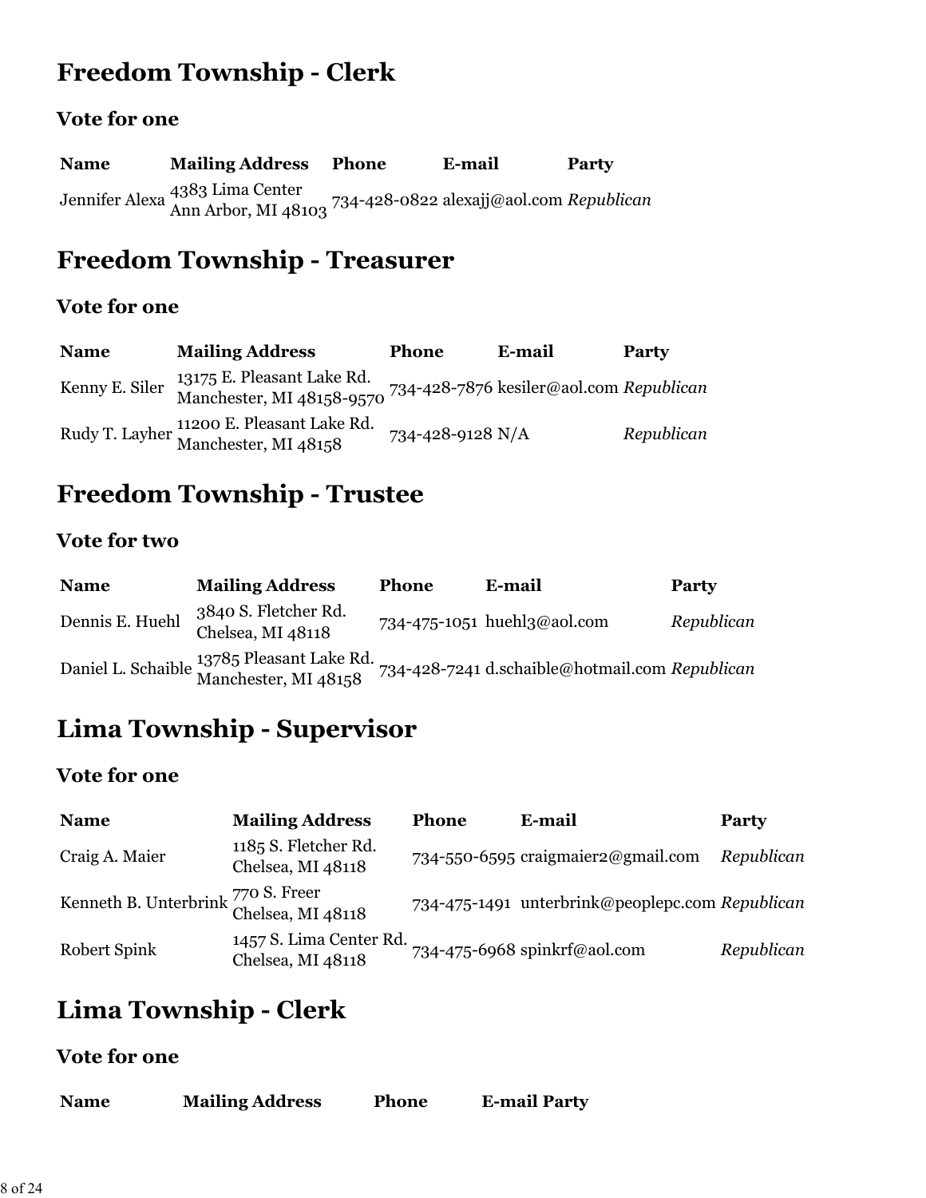## Freedom Township - Clerk

### Vote for one

| Name | Mailing Address | Phone | E-mail | Party |
| --- | --- | --- | --- | --- |
| Jennifer Alexa | 4383 Lima Center<br>Ann Arbor, MI 48103 | 734-428-0822 | alexajj@aol.com | *Republican* |

## Freedom Township - Treasurer

### Vote for one

| Name | Mailing Address | Phone | E-mail | Party |
| --- | --- | --- | --- | --- |
| Kenny E. Siler | 13175 E. Pleasant Lake Rd.<br>Manchester, MI 48158-9570 | 734-428-7876 | kesiler@aol.com | *Republican* |
| Rudy T. Layher | 11200 E. Pleasant Lake Rd.<br>Manchester, MI 48158 | 734-428-9128 | N/A | *Republican* |

## Freedom Township - Trustee

### Vote for two

| Name | Mailing Address | Phone | E-mail | Party |
| --- | --- | --- | --- | --- |
| Dennis E. Huehl | 3840 S. Fletcher Rd.<br>Chelsea, MI 48118 | 734-475-1051 | huehl3@aol.com | *Republican* |
| Daniel L. Schaible | 13785 Pleasant Lake Rd.<br>Manchester, MI 48158 | 734-428-7241 | d.schaible@hotmail.com | *Republican* |

## Lima Township - Supervisor

### Vote for one

| Name | Mailing Address | Phone | E-mail | Party |
| --- | --- | --- | --- | --- |
| Craig A. Maier | 1185 S. Fletcher Rd.<br>Chelsea, MI 48118 | 734-550-6595 | craigmaier2@gmail.com | *Republican* |
| Kenneth B. Unterbrink | 770 S. Freer<br>Chelsea, MI 48118 | 734-475-1491 | unterbrink@peoplepc.com | *Republican* |
| Robert Spink | 1457 S. Lima Center Rd.<br>Chelsea, MI 48118 | 734-475-6968 | spinkrf@aol.com | *Republican* |

## Lima Township - Clerk

### Vote for one

| Name | Mailing Address | Phone | E-mail | Party |
| --- | --- | --- | --- | --- |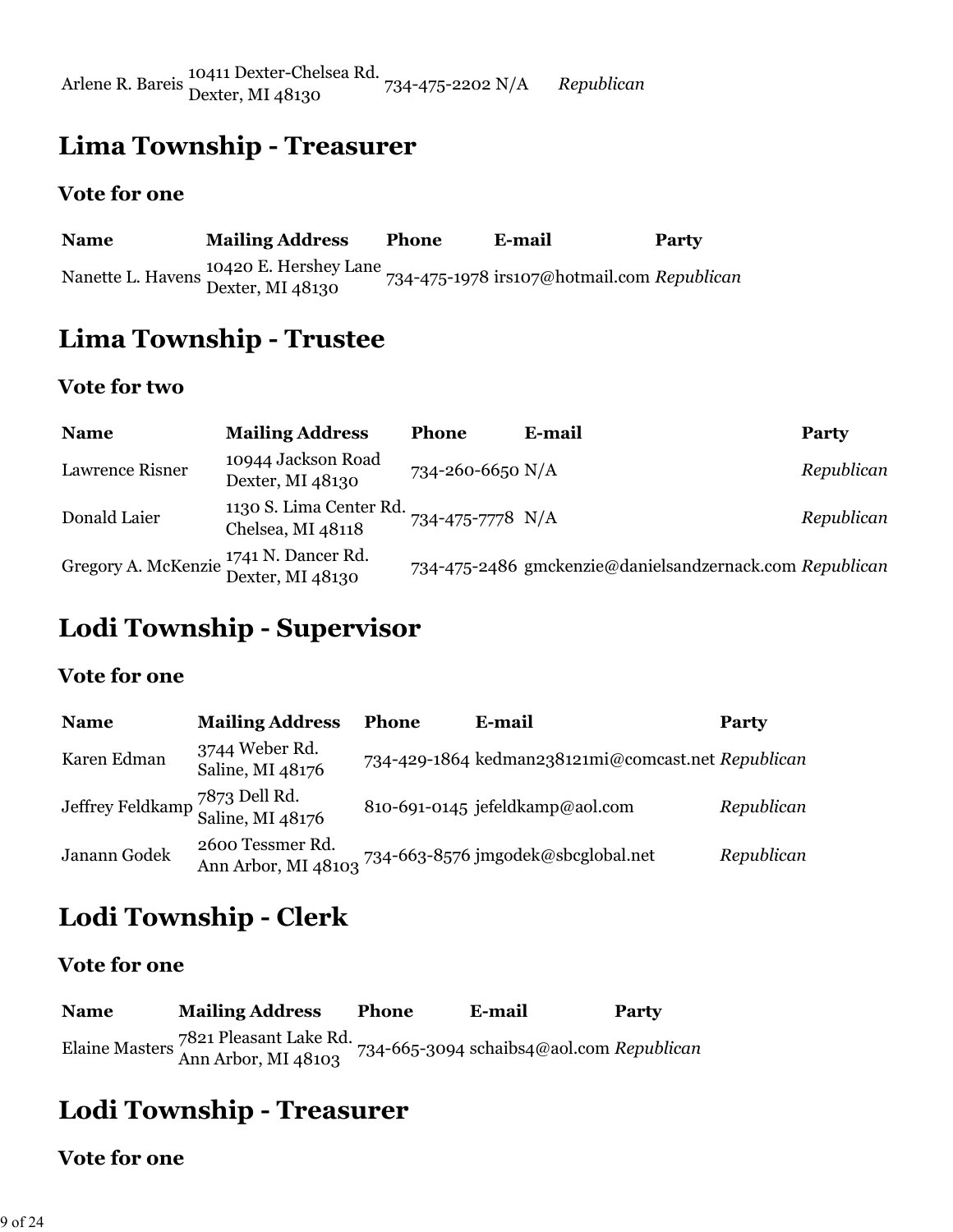| | | | | |
|---|---|---|---|---|
| Arlene R. Bareis | 10411 Dexter-Chelsea Rd.<br>Dexter, MI 48130 | 734-475-2202 | N/A | *Republican* |

## Lima Township - Treasurer

### Vote for one

| Name | Mailing Address | Phone | E-mail | Party |
|---|---|---|---|---|
| Nanette L. Havens | 10420 E. Hershey Lane<br>Dexter, MI 48130 | 734-475-1978 | irs107@hotmail.com | *Republican* |

## Lima Township - Trustee

### Vote for two

| Name | Mailing Address | Phone | E-mail | Party |
|---|---|---|---|---|
| Lawrence Risner | 10944 Jackson Road<br>Dexter, MI 48130 | 734-260-6650 | N/A | *Republican* |
| Donald Laier | 1130 S. Lima Center Rd.<br>Chelsea, MI 48118 | 734-475-7778 | N/A | *Republican* |
| Gregory A. McKenzie | 1741 N. Dancer Rd.<br>Dexter, MI 48130 | 734-475-2486 | gmckenzie@danielsandzernack.com | *Republican* |

## Lodi Township - Supervisor

### Vote for one

| Name | Mailing Address | Phone | E-mail | Party |
|---|---|---|---|---|
| Karen Edman | 3744 Weber Rd.<br>Saline, MI 48176 | 734-429-1864 | kedman238121mi@comcast.net | *Republican* |
| Jeffrey Feldkamp | 7873 Dell Rd.<br>Saline, MI 48176 | 810-691-0145 | jefeldkamp@aol.com | *Republican* |
| Janann Godek | 2600 Tessmer Rd.<br>Ann Arbor, MI 48103 | 734-663-8576 | jmgodek@sbcglobal.net | *Republican* |

## Lodi Township - Clerk

### Vote for one

| Name | Mailing Address | Phone | E-mail | Party |
|---|---|---|---|---|
| Elaine Masters | 7821 Pleasant Lake Rd.<br>Ann Arbor, MI 48103 | 734-665-3094 | schaibs4@aol.com | *Republican* |

## Lodi Township - Treasurer

### Vote for one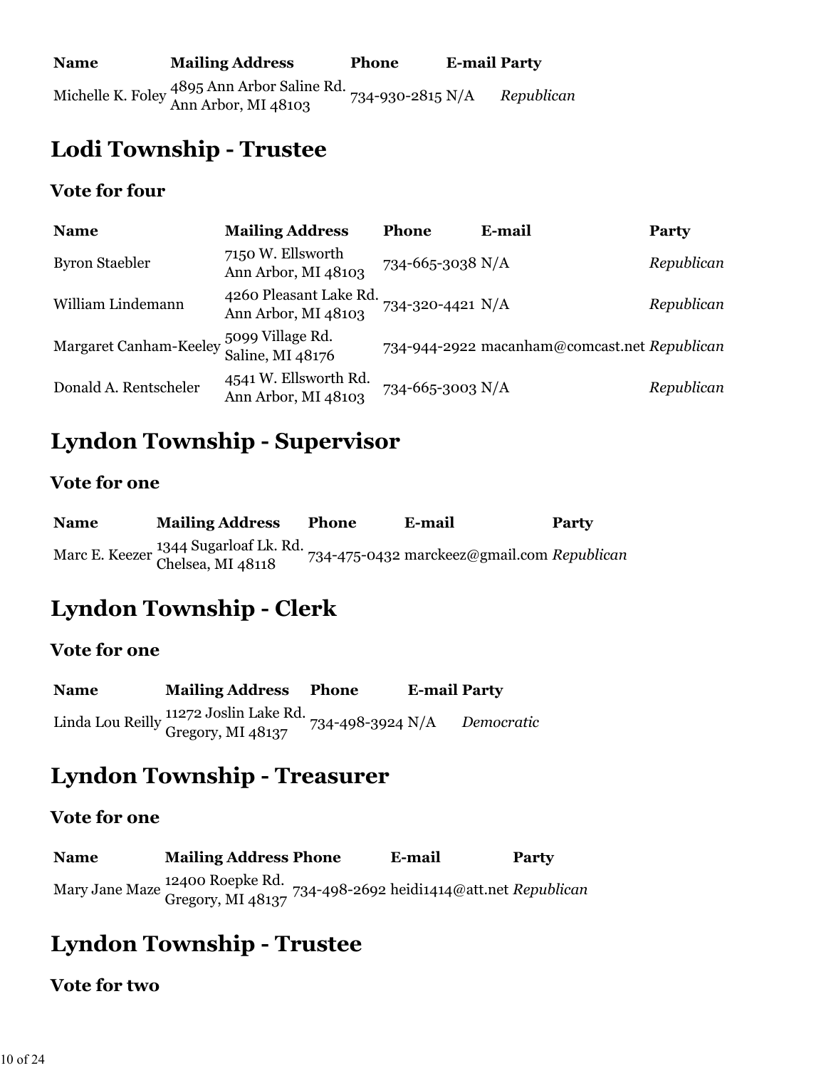| Name | Mailing Address | Phone | E-mail | Party |
|---|---|---|---|---|
| Michelle K. Foley | 4895 Ann Arbor Saline Rd. Ann Arbor, MI 48103 | 734-930-2815 | N/A | *Republican* |

## Lodi Township - Trustee

### Vote for four

| Name | Mailing Address | Phone | E-mail | Party |
|---|---|---|---|---|
| Byron Staebler | 7150 W. Ellsworth Ann Arbor, MI 48103 | 734-665-3038 | N/A | *Republican* |
| William Lindemann | 4260 Pleasant Lake Rd. Ann Arbor, MI 48103 | 734-320-4421 | N/A | *Republican* |
| Margaret Canham-Keeley | 5099 Village Rd. Saline, MI 48176 | 734-944-2922 | macanham@comcast.net | *Republican* |
| Donald A. Rentscheler | 4541 W. Ellsworth Rd. Ann Arbor, MI 48103 | 734-665-3003 | N/A | *Republican* |

## Lyndon Township - Supervisor

### Vote for one

| Name | Mailing Address | Phone | E-mail | Party |
|---|---|---|---|---|
| Marc E. Keezer | 1344 Sugarloaf Lk. Rd. Chelsea, MI 48118 | 734-475-0432 | marckeez@gmail.com | *Republican* |

## Lyndon Township - Clerk

### Vote for one

| Name | Mailing Address | Phone | E-mail | Party |
|---|---|---|---|---|
| Linda Lou Reilly | 11272 Joslin Lake Rd. Gregory, MI 48137 | 734-498-3924 | N/A | *Democratic* |

## Lyndon Township - Treasurer

### Vote for one

| Name | Mailing Address | Phone | E-mail | Party |
|---|---|---|---|---|
| Mary Jane Maze | 12400 Roepke Rd. Gregory, MI 48137 | 734-498-2692 | heidi1414@att.net | *Republican* |

## Lyndon Township - Trustee

### Vote for two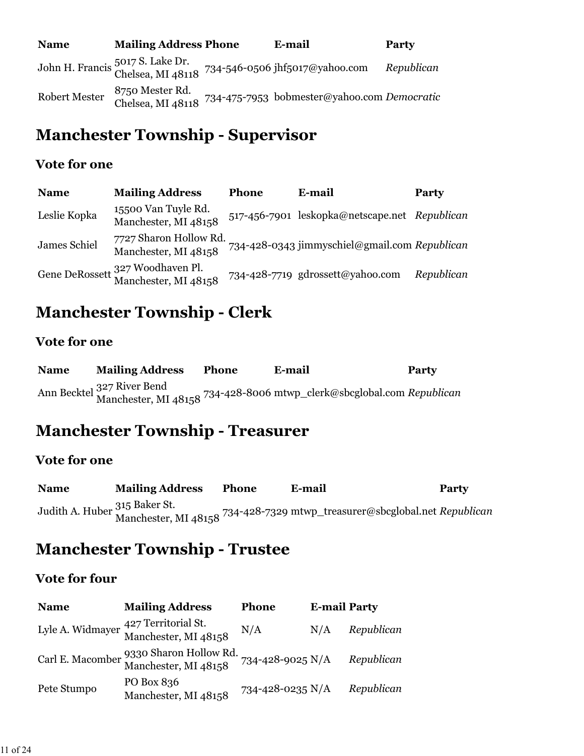| Name | Mailing Address | Phone | E-mail | Party |
| --- | --- | --- | --- | --- |
| John H. Francis | 5017 S. Lake Dr. Chelsea, MI 48118 | 734-546-0506 | jhf5017@yahoo.com | *Republican* |
| Robert Mester | 8750 Mester Rd. Chelsea, MI 48118 | 734-475-7953 | bobmester@yahoo.com | *Democratic* |

## Manchester Township - Supervisor

### Vote for one

| Name | Mailing Address | Phone | E-mail | Party |
| --- | --- | --- | --- | --- |
| Leslie Kopka | 15500 Van Tuyle Rd. Manchester, MI 48158 | 517-456-7901 | leskopka@netscape.net | *Republican* |
| James Schiel | 7727 Sharon Hollow Rd. Manchester, MI 48158 | 734-428-0343 | jimmyschiel@gmail.com | *Republican* |
| Gene DeRossett | 327 Woodhaven Pl. Manchester, MI 48158 | 734-428-7719 | gdrossett@yahoo.com | *Republican* |

## Manchester Township - Clerk

### Vote for one

| Name | Mailing Address | Phone | E-mail | Party |
| --- | --- | --- | --- | --- |
| Ann Becktel | 327 River Bend Manchester, MI 48158 | 734-428-8006 | mtwp_clerk@sbcglobal.com | *Republican* |

## Manchester Township - Treasurer

### Vote for one

| Name | Mailing Address | Phone | E-mail | Party |
| --- | --- | --- | --- | --- |
| Judith A. Huber | 315 Baker St. Manchester, MI 48158 | 734-428-7329 | mtwp_treasurer@sbcglobal.net | *Republican* |

## Manchester Township - Trustee

### Vote for four

| Name | Mailing Address | Phone | E-mail | Party |
| --- | --- | --- | --- | --- |
| Lyle A. Widmayer | 427 Territorial St. Manchester, MI 48158 | N/A | N/A | *Republican* |
| Carl E. Macomber | 9330 Sharon Hollow Rd. Manchester, MI 48158 | 734-428-9025 | N/A | *Republican* |
| Pete Stumpo | PO Box 836 Manchester, MI 48158 | 734-428-0235 | N/A | *Republican* |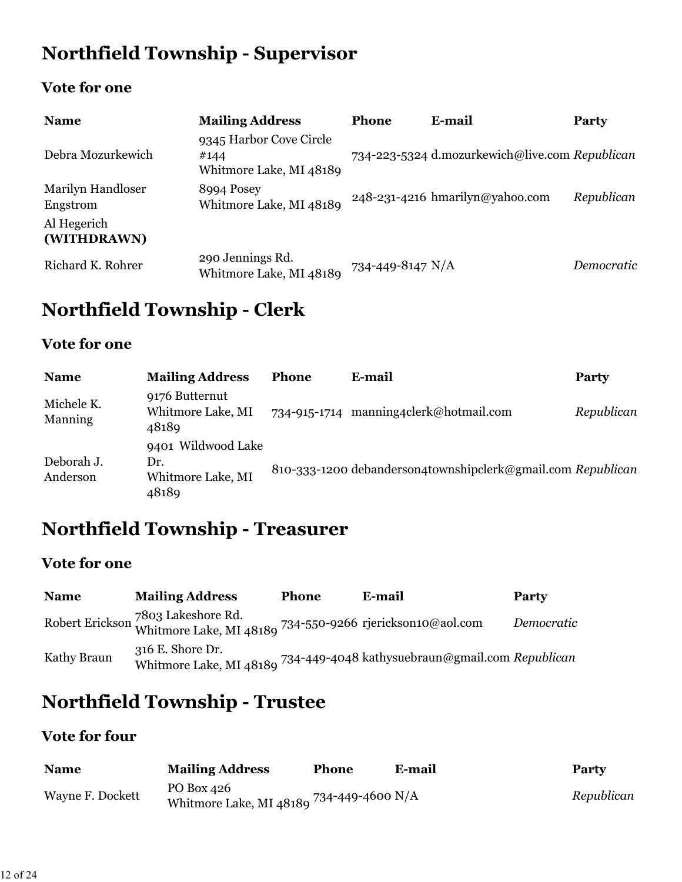# Northfield Township - Supervisor

### Vote for one

| Name | Mailing Address | Phone | E-mail | Party |
|---|---|---|---|---|
| Debra Mozurkewich | 9345 Harbor Cove Circle #144 Whitmore Lake, MI 48189 | 734-223-5324 | d.mozurkewich@live.com | *Republican* |
| Marilyn Handloser Engstrom | 8994 Posey Whitmore Lake, MI 48189 | 248-231-4216 | hmarilyn@yahoo.com | *Republican* |
| Al Hegerich **(WITHDRAWN)** | | | | |
| Richard K. Rohrer | 290 Jennings Rd. Whitmore Lake, MI 48189 | 734-449-8147 | N/A | *Democratic* |

# Northfield Township - Clerk

### Vote for one

| Name | Mailing Address | Phone | E-mail | Party |
|---|---|---|---|---|
| Michele K. Manning | 9176 Butternut Whitmore Lake, MI 48189 | 734-915-1714 | manning4clerk@hotmail.com | *Republican* |
| Deborah J. Anderson | 9401 Wildwood Lake Dr. Whitmore Lake, MI 48189 | 810-333-1200 | debanderson4townshipclerk@gmail.com | *Republican* |

# Northfield Township - Treasurer

### Vote for one

| Name | Mailing Address | Phone | E-mail | Party |
|---|---|---|---|---|
| Robert Erickson | 7803 Lakeshore Rd. Whitmore Lake, MI 48189 | 734-550-9266 | rjerickson10@aol.com | *Democratic* |
| Kathy Braun | 316 E. Shore Dr. Whitmore Lake, MI 48189 | 734-449-4048 | kathysuebraun@gmail.com | *Republican* |

# Northfield Township - Trustee

### Vote for four

| Name | Mailing Address | Phone | E-mail | Party |
|---|---|---|---|---|
| Wayne F. Dockett | PO Box 426 Whitmore Lake, MI 48189 | 734-449-4600 | N/A | *Republican* |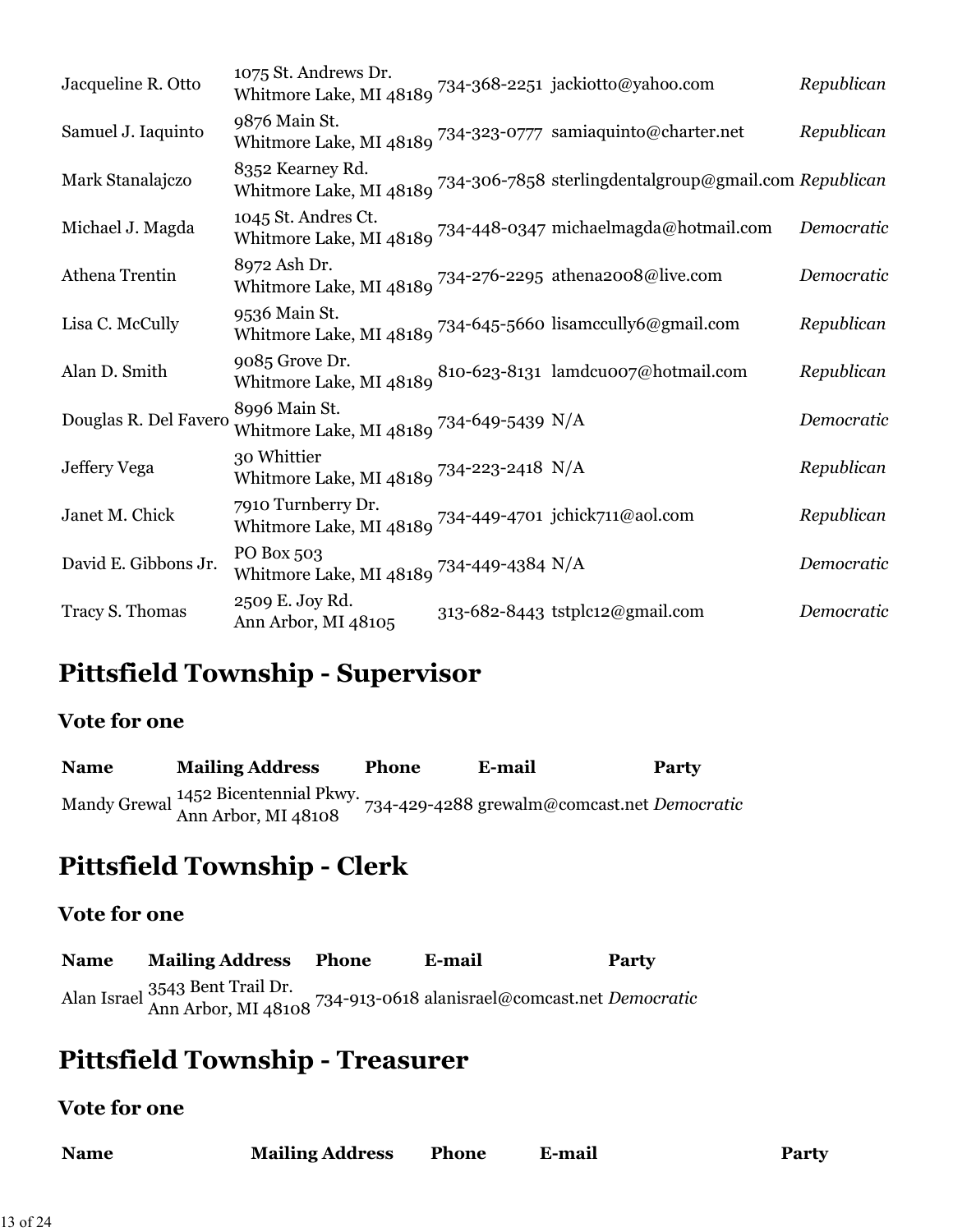| | | | | |
|---|---|---|---|---|
| Jacqueline R. Otto | 1075 St. Andrews Dr. Whitmore Lake, MI 48189 | 734-368-2251 | jackiotto@yahoo.com | *Republican* |
| Samuel J. Iaquinto | 9876 Main St. Whitmore Lake, MI 48189 | 734-323-0777 | samiaquinto@charter.net | *Republican* |
| Mark Stanalajczo | 8352 Kearney Rd. Whitmore Lake, MI 48189 | 734-306-7858 | sterlingdentalgroup@gmail.com | *Republican* |
| Michael J. Magda | 1045 St. Andres Ct. Whitmore Lake, MI 48189 | 734-448-0347 | michaelmagda@hotmail.com | *Democratic* |
| Athena Trentin | 8972 Ash Dr. Whitmore Lake, MI 48189 | 734-276-2295 | athena2008@live.com | *Democratic* |
| Lisa C. McCully | 9536 Main St. Whitmore Lake, MI 48189 | 734-645-5660 | lisamccully6@gmail.com | *Republican* |
| Alan D. Smith | 9085 Grove Dr. Whitmore Lake, MI 48189 | 810-623-8131 | lamdcu007@hotmail.com | *Republican* |
| Douglas R. Del Favero | 8996 Main St. Whitmore Lake, MI 48189 | 734-649-5439 | N/A | *Democratic* |
| Jeffery Vega | 30 Whittier Whitmore Lake, MI 48189 | 734-223-2418 | N/A | *Republican* |
| Janet M. Chick | 7910 Turnberry Dr. Whitmore Lake, MI 48189 | 734-449-4701 | jchick711@aol.com | *Republican* |
| David E. Gibbons Jr. | PO Box 503 Whitmore Lake, MI 48189 | 734-449-4384 | N/A | *Democratic* |
| Tracy S. Thomas | 2509 E. Joy Rd. Ann Arbor, MI 48105 | 313-682-8443 | tstplc12@gmail.com | *Democratic* |

## Pittsfield Township - Supervisor

### Vote for one

| Name | Mailing Address | Phone | E-mail | Party |
|---|---|---|---|---|
| Mandy Grewal | 1452 Bicentennial Pkwy. Ann Arbor, MI 48108 | 734-429-4288 | grewalm@comcast.net | *Democratic* |

## Pittsfield Township - Clerk

### Vote for one

| Name | Mailing Address | Phone | E-mail | Party |
|---|---|---|---|---|
| Alan Israel | 3543 Bent Trail Dr. Ann Arbor, MI 48108 | 734-913-0618 | alanisrael@comcast.net | *Democratic* |

## Pittsfield Township - Treasurer

### Vote for one

| Name | Mailing Address | Phone | E-mail | Party |
|---|---|---|---|---|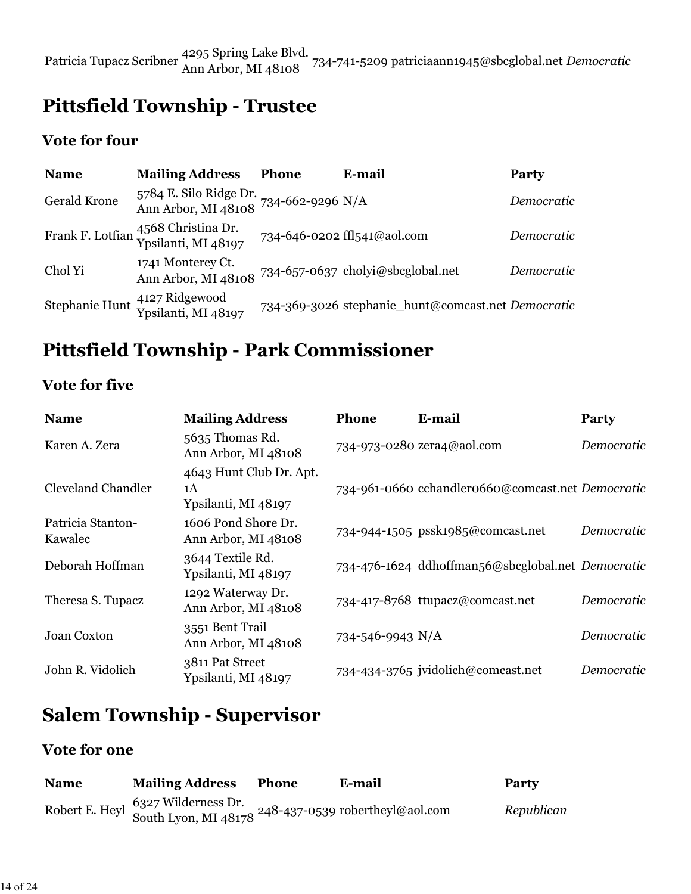| Patricia Tupacz Scribner | 4295 Spring Lake Blvd. Ann Arbor, MI 48108 | 734-741-5209 | patriciaann1945@sbcglobal.net | *Democratic* |
|---|---|---|---|---|

## Pittsfield Township - Trustee

### Vote for four

| Name | Mailing Address | Phone | E-mail | Party |
|---|---|---|---|---|
| Gerald Krone | 5784 E. Silo Ridge Dr. Ann Arbor, MI 48108 | 734-662-9296 | N/A | *Democratic* |
| Frank F. Lotfian | 4568 Christina Dr. Ypsilanti, MI 48197 | 734-646-0202 | ffl541@aol.com | *Democratic* |
| Chol Yi | 1741 Monterey Ct. Ann Arbor, MI 48108 | 734-657-0637 | cholyi@sbcglobal.net | *Democratic* |
| Stephanie Hunt | 4127 Ridgewood Ypsilanti, MI 48197 | 734-369-3026 | stephanie_hunt@comcast.net | *Democratic* |

## Pittsfield Township - Park Commissioner

### Vote for five

| Name | Mailing Address | Phone | E-mail | Party |
|---|---|---|---|---|
| Karen A. Zera | 5635 Thomas Rd. Ann Arbor, MI 48108 | 734-973-0280 | zera4@aol.com | *Democratic* |
| Cleveland Chandler | 4643 Hunt Club Dr. Apt. 1A Ypsilanti, MI 48197 | 734-961-0660 | cchandler0660@comcast.net | *Democratic* |
| Patricia Stanton-Kawalec | 1606 Pond Shore Dr. Ann Arbor, MI 48108 | 734-944-1505 | pssk1985@comcast.net | *Democratic* |
| Deborah Hoffman | 3644 Textile Rd. Ypsilanti, MI 48197 | 734-476-1624 | ddhoffman56@sbcglobal.net | *Democratic* |
| Theresa S. Tupacz | 1292 Waterway Dr. Ann Arbor, MI 48108 | 734-417-8768 | ttupacz@comcast.net | *Democratic* |
| Joan Coxton | 3551 Bent Trail Ann Arbor, MI 48108 | 734-546-9943 | N/A | *Democratic* |
| John R. Vidolich | 3811 Pat Street Ypsilanti, MI 48197 | 734-434-3765 | jvidolich@comcast.net | *Democratic* |

## Salem Township - Supervisor

### Vote for one

| Name | Mailing Address | Phone | E-mail | Party |
|---|---|---|---|---|
| Robert E. Heyl | 6327 Wilderness Dr. South Lyon, MI 48178 | 248-437-0539 | robertheyl@aol.com | *Republican* |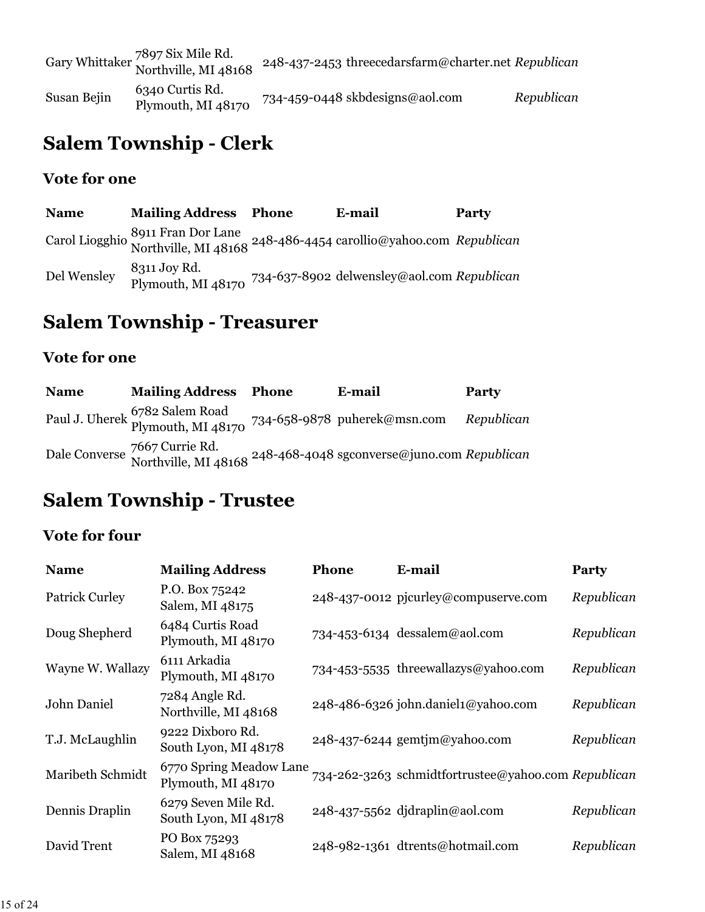| | | | | |
|---|---|---|---|---|
| Gary Whittaker | 7897 Six Mile Rd. Northville, MI 48168 | 248-437-2453 | threecedarsfarm@charter.net | *Republican* |
| Susan Bejin | 6340 Curtis Rd. Plymouth, MI 48170 | 734-459-0448 | skbdesigns@aol.com | *Republican* |

# Salem Township - Clerk

### Vote for one

| Name | Mailing Address | Phone | E-mail | Party |
|---|---|---|---|---|
| Carol Liogghio | 8911 Fran Dor Lane Northville, MI 48168 | 248-486-4454 | carollio@yahoo.com | *Republican* |
| Del Wensley | 8311 Joy Rd. Plymouth, MI 48170 | 734-637-8902 | delwensley@aol.com | *Republican* |

# Salem Township - Treasurer

### Vote for one

| Name | Mailing Address | Phone | E-mail | Party |
|---|---|---|---|---|
| Paul J. Uherek | 6782 Salem Road Plymouth, MI 48170 | 734-658-9878 | puherek@msn.com | *Republican* |
| Dale Converse | 7667 Currie Rd. Northville, MI 48168 | 248-468-4048 | sgconverse@juno.com | *Republican* |

# Salem Township - Trustee

### Vote for four

| Name | Mailing Address | Phone | E-mail | Party |
|---|---|---|---|---|
| Patrick Curley | P.O. Box 75242 Salem, MI 48175 | 248-437-0012 | pjcurley@compuserve.com | *Republican* |
| Doug Shepherd | 6484 Curtis Road Plymouth, MI 48170 | 734-453-6134 | dessalem@aol.com | *Republican* |
| Wayne W. Wallazy | 6111 Arkadia Plymouth, MI 48170 | 734-453-5535 | threewallazys@yahoo.com | *Republican* |
| John Daniel | 7284 Angle Rd. Northville, MI 48168 | 248-486-6326 | john.daniel1@yahoo.com | *Republican* |
| T.J. McLaughlin | 9222 Dixboro Rd. South Lyon, MI 48178 | 248-437-6244 | gemtjm@yahoo.com | *Republican* |
| Maribeth Schmidt | 6770 Spring Meadow Lane Plymouth, MI 48170 | 734-262-3263 | schmidtfortrustee@yahoo.com | *Republican* |
| Dennis Draplin | 6279 Seven Mile Rd. South Lyon, MI 48178 | 248-437-5562 | djdraplin@aol.com | *Republican* |
| David Trent | PO Box 75293 Salem, MI 48168 | 248-982-1361 | dtrents@hotmail.com | *Republican* |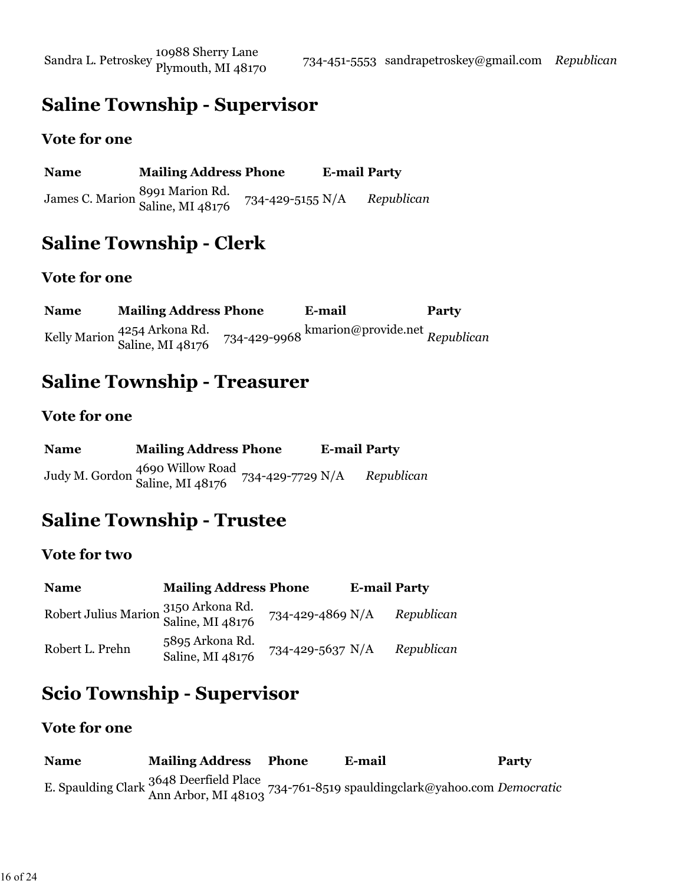| | | | | |
|---|---|---|---|---|
| Sandra L. Petroskey | 10988 Sherry Lane<br>Plymouth, MI 48170 | 734-451-5553 | sandrapetroskey@gmail.com | *Republican* |

## Saline Township - Supervisor

### Vote for one

| Name | Mailing Address | Phone | E-mail | Party |
|---|---|---|---|---|
| James C. Marion | 8991 Marion Rd.<br>Saline, MI 48176 | 734-429-5155 | N/A | *Republican* |

## Saline Township - Clerk

### Vote for one

| Name | Mailing Address | Phone | E-mail | Party |
|---|---|---|---|---|
| Kelly Marion | 4254 Arkona Rd.<br>Saline, MI 48176 | 734-429-9968 | kmarion@provide.net | *Republican* |

## Saline Township - Treasurer

### Vote for one

| Name | Mailing Address | Phone | E-mail | Party |
|---|---|---|---|---|
| Judy M. Gordon | 4690 Willow Road<br>Saline, MI 48176 | 734-429-7729 | N/A | *Republican* |

## Saline Township - Trustee

### Vote for two

| Name | Mailing Address | Phone | E-mail | Party |
|---|---|---|---|---|
| Robert Julius Marion | 3150 Arkona Rd.<br>Saline, MI 48176 | 734-429-4869 | N/A | *Republican* |
| Robert L. Prehn | 5895 Arkona Rd.<br>Saline, MI 48176 | 734-429-5637 | N/A | *Republican* |

## Scio Township - Supervisor

### Vote for one

| Name | Mailing Address | Phone | E-mail | Party |
|---|---|---|---|---|
| E. Spaulding Clark | 3648 Deerfield Place<br>Ann Arbor, MI 48103 | 734-761-8519 | spauldingclark@yahoo.com | *Democratic* |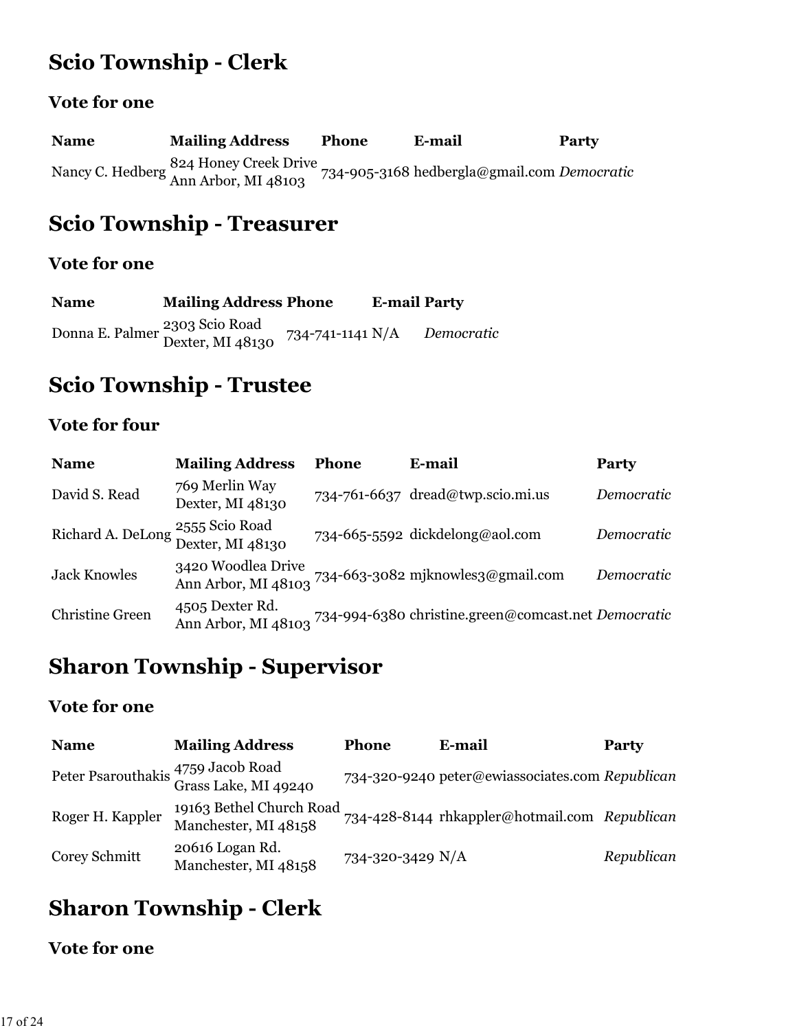## Scio Township - Clerk

### Vote for one

| Name | Mailing Address | Phone | E-mail | Party |
|---|---|---|---|---|
| Nancy C. Hedberg | 824 Honey Creek Drive Ann Arbor, MI 48103 | 734-905-3168 | hedbergla@gmail.com | *Democratic* |

## Scio Township - Treasurer

### Vote for one

| Name | Mailing Address | Phone | E-mail | Party |
|---|---|---|---|---|
| Donna E. Palmer | 2303 Scio Road Dexter, MI 48130 | 734-741-1141 | N/A | *Democratic* |

## Scio Township - Trustee

### Vote for four

| Name | Mailing Address | Phone | E-mail | Party |
|---|---|---|---|---|
| David S. Read | 769 Merlin Way Dexter, MI 48130 | 734-761-6637 | dread@twp.scio.mi.us | *Democratic* |
| Richard A. DeLong | 2555 Scio Road Dexter, MI 48130 | 734-665-5592 | dickdelong@aol.com | *Democratic* |
| Jack Knowles | 3420 Woodlea Drive Ann Arbor, MI 48103 | 734-663-3082 | mjknowles3@gmail.com | *Democratic* |
| Christine Green | 4505 Dexter Rd. Ann Arbor, MI 48103 | 734-994-6380 | christine.green@comcast.net | *Democratic* |

## Sharon Township - Supervisor

### Vote for one

| Name | Mailing Address | Phone | E-mail | Party |
|---|---|---|---|---|
| Peter Psarouthakis | 4759 Jacob Road Grass Lake, MI 49240 | 734-320-9240 | peter@ewiassociates.com | *Republican* |
| Roger H. Kappler | 19163 Bethel Church Road Manchester, MI 48158 | 734-428-8144 | rhkappler@hotmail.com | *Republican* |
| Corey Schmitt | 20616 Logan Rd. Manchester, MI 48158 | 734-320-3429 | N/A | *Republican* |

## Sharon Township - Clerk

### Vote for one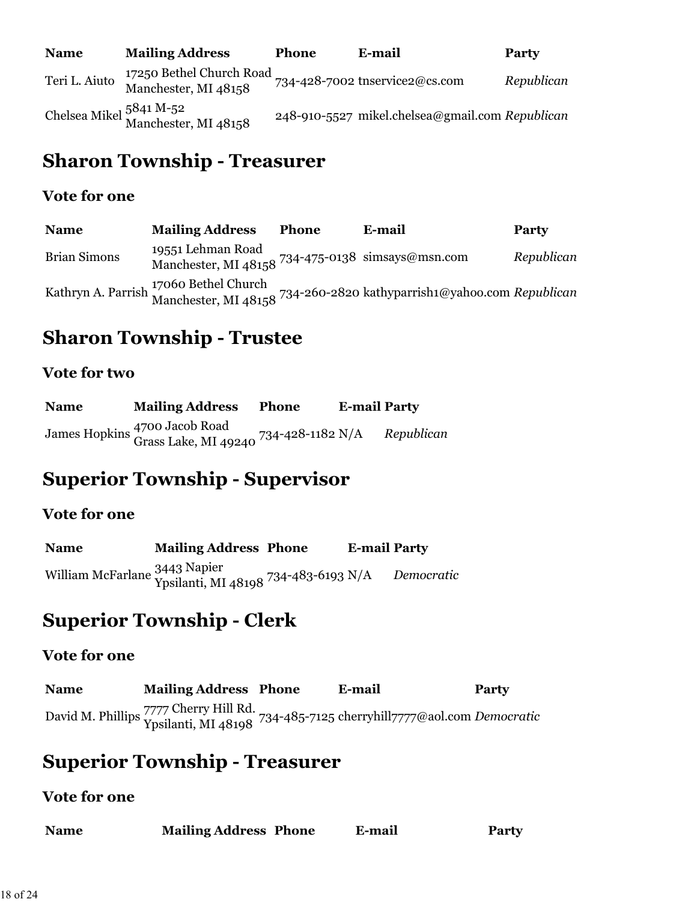| Name | Mailing Address | Phone | E-mail | Party |
|---|---|---|---|---|
| Teri L. Aiuto | 17250 Bethel Church Road Manchester, MI 48158 | 734-428-7002 | tnservice2@cs.com | *Republican* |
| Chelsea Mikel | 5841 M-52 Manchester, MI 48158 | 248-910-5527 | mikel.chelsea@gmail.com | *Republican* |

# Sharon Township - Treasurer

### Vote for one

| Name | Mailing Address | Phone | E-mail | Party |
|---|---|---|---|---|
| Brian Simons | 19551 Lehman Road Manchester, MI 48158 | 734-475-0138 | simsays@msn.com | *Republican* |
| Kathryn A. Parrish | 17060 Bethel Church Manchester, MI 48158 | 734-260-2820 | kathyparrish1@yahoo.com | *Republican* |

# Sharon Township - Trustee

### Vote for two

| Name | Mailing Address | Phone | E-mail | Party |
|---|---|---|---|---|
| James Hopkins | 4700 Jacob Road Grass Lake, MI 49240 | 734-428-1182 | N/A | *Republican* |

# Superior Township - Supervisor

### Vote for one

| Name | Mailing Address | Phone | E-mail | Party |
|---|---|---|---|---|
| William McFarlane | 3443 Napier Ypsilanti, MI 48198 | 734-483-6193 | N/A | *Democratic* |

# Superior Township - Clerk

### Vote for one

| Name | Mailing Address | Phone | E-mail | Party |
|---|---|---|---|---|
| David M. Phillips | 7777 Cherry Hill Rd. Ypsilanti, MI 48198 | 734-485-7125 | cherryhill7777@aol.com | *Democratic* |

# Superior Township - Treasurer

### Vote for one

| Name | Mailing Address | Phone | E-mail | Party |
|---|---|---|---|---|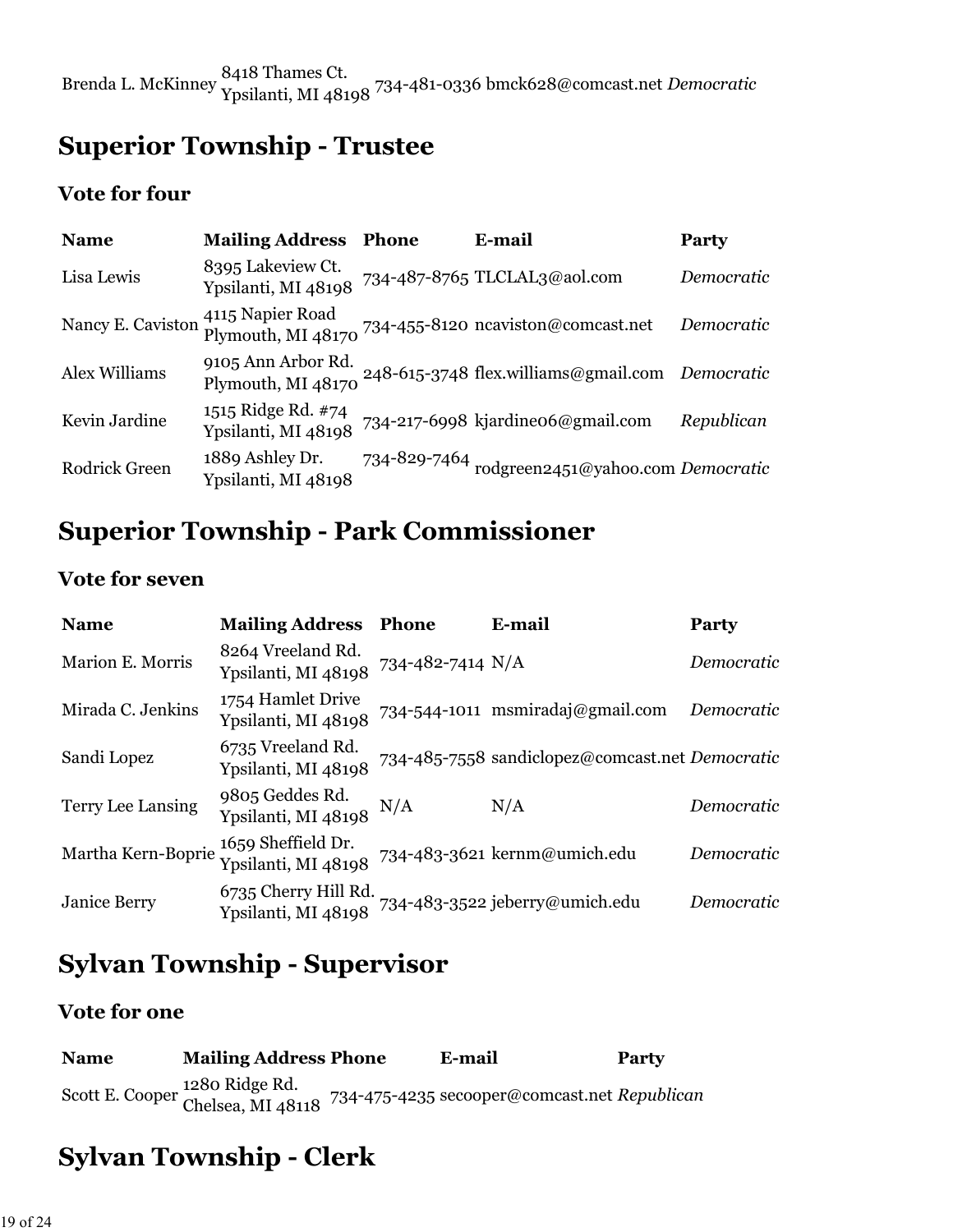| | | | | |
|---|---|---|---|---|
| Brenda L. McKinney | 8418 Thames Ct. Ypsilanti, MI 48198 | 734-481-0336 | bmck628@comcast.net | *Democratic* |

## Superior Township - Trustee

### Vote for four

| Name | Mailing Address | Phone | E-mail | Party |
|---|---|---|---|---|
| Lisa Lewis | 8395 Lakeview Ct. Ypsilanti, MI 48198 | 734-487-8765 | TLCLAL3@aol.com | *Democratic* |
| Nancy E. Caviston | 4115 Napier Road Plymouth, MI 48170 | 734-455-8120 | ncaviston@comcast.net | *Democratic* |
| Alex Williams | 9105 Ann Arbor Rd. Plymouth, MI 48170 | 248-615-3748 | flex.williams@gmail.com | *Democratic* |
| Kevin Jardine | 1515 Ridge Rd. #74 Ypsilanti, MI 48198 | 734-217-6998 | kjardine06@gmail.com | *Republican* |
| Rodrick Green | 1889 Ashley Dr. Ypsilanti, MI 48198 | 734-829-7464 | rodgreen2451@yahoo.com | *Democratic* |

## Superior Township - Park Commissioner

### Vote for seven

| Name | Mailing Address | Phone | E-mail | Party |
|---|---|---|---|---|
| Marion E. Morris | 8264 Vreeland Rd. Ypsilanti, MI 48198 | 734-482-7414 | N/A | *Democratic* |
| Mirada C. Jenkins | 1754 Hamlet Drive Ypsilanti, MI 48198 | 734-544-1011 | msmiradaj@gmail.com | *Democratic* |
| Sandi Lopez | 6735 Vreeland Rd. Ypsilanti, MI 48198 | 734-485-7558 | sandiclopez@comcast.net | *Democratic* |
| Terry Lee Lansing | 9805 Geddes Rd. Ypsilanti, MI 48198 | N/A | N/A | *Democratic* |
| Martha Kern-Boprie | 1659 Sheffield Dr. Ypsilanti, MI 48198 | 734-483-3621 | kernm@umich.edu | *Democratic* |
| Janice Berry | 6735 Cherry Hill Rd. Ypsilanti, MI 48198 | 734-483-3522 | jeberry@umich.edu | *Democratic* |

## Sylvan Township - Supervisor

### Vote for one

| Name | Mailing Address | Phone | E-mail | Party |
|---|---|---|---|---|
| Scott E. Cooper | 1280 Ridge Rd. Chelsea, MI 48118 | 734-475-4235 | secooper@comcast.net | *Republican* |

## Sylvan Township - Clerk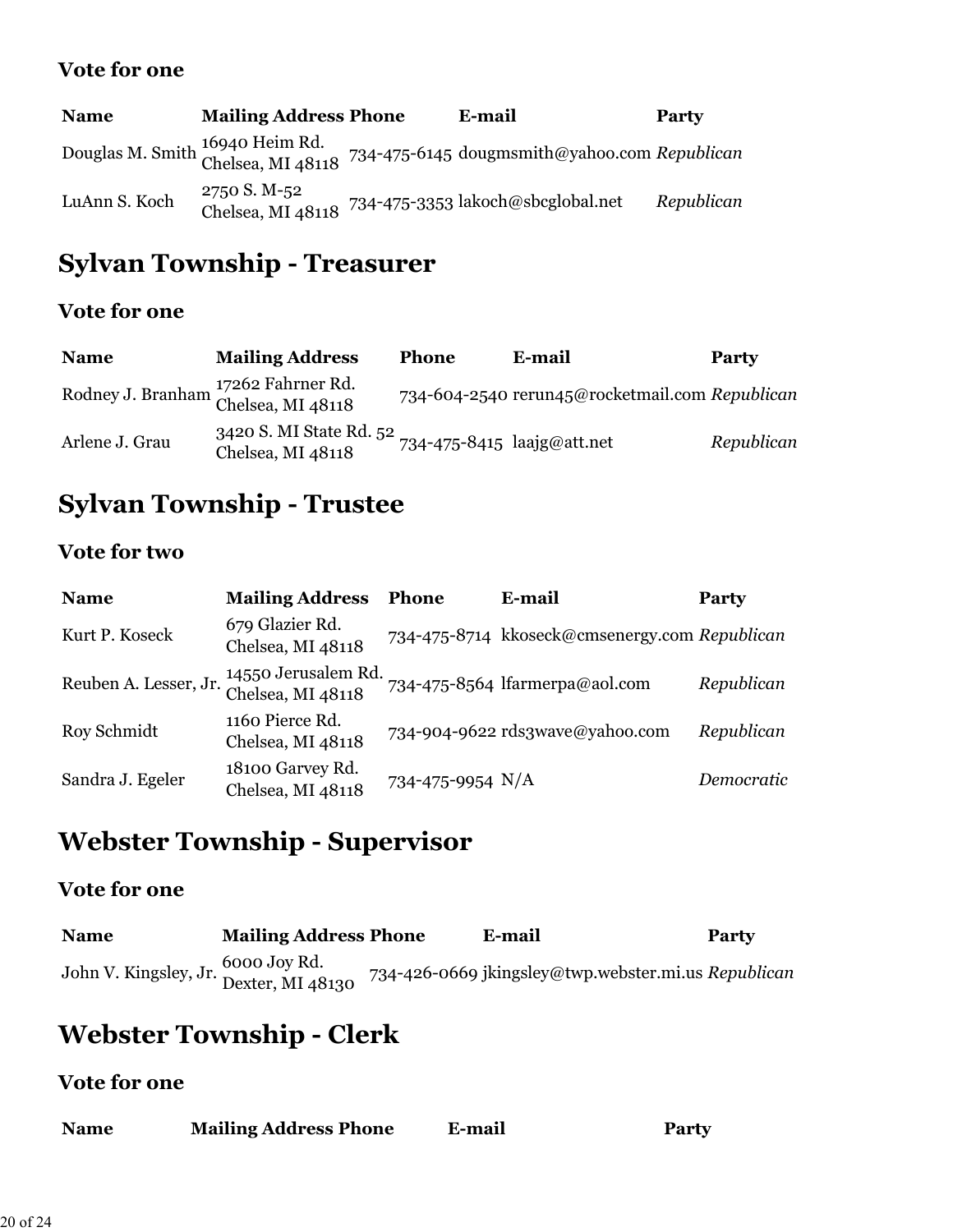### Vote for one

| Name | Mailing Address | Phone | E-mail | Party |
|---|---|---|---|---|
| Douglas M. Smith | 16940 Heim Rd. Chelsea, MI 48118 | 734-475-6145 | dougmsmith@yahoo.com | *Republican* |
| LuAnn S. Koch | 2750 S. M-52 Chelsea, MI 48118 | 734-475-3353 | lakoch@sbcglobal.net | *Republican* |

## Sylvan Township - Treasurer

### Vote for one

| Name | Mailing Address | Phone | E-mail | Party |
|---|---|---|---|---|
| Rodney J. Branham | 17262 Fahrner Rd. Chelsea, MI 48118 | 734-604-2540 | rerun45@rocketmail.com | *Republican* |
| Arlene J. Grau | 3420 S. MI State Rd. 52 Chelsea, MI 48118 | 734-475-8415 | laajg@att.net | *Republican* |

## Sylvan Township - Trustee

### Vote for two

| Name | Mailing Address | Phone | E-mail | Party |
|---|---|---|---|---|
| Kurt P. Koseck | 679 Glazier Rd. Chelsea, MI 48118 | 734-475-8714 | kkoseck@cmsenergy.com | *Republican* |
| Reuben A. Lesser, Jr. | 14550 Jerusalem Rd. Chelsea, MI 48118 | 734-475-8564 | lfarmerpa@aol.com | *Republican* |
| Roy Schmidt | 1160 Pierce Rd. Chelsea, MI 48118 | 734-904-9622 | rds3wave@yahoo.com | *Republican* |
| Sandra J. Egeler | 18100 Garvey Rd. Chelsea, MI 48118 | 734-475-9954 | N/A | *Democratic* |

## Webster Township - Supervisor

### Vote for one

| Name | Mailing Address | Phone | E-mail | Party |
|---|---|---|---|---|
| John V. Kingsley, Jr. | 6000 Joy Rd. Dexter, MI 48130 | 734-426-0669 | jkingsley@twp.webster.mi.us | *Republican* |

## Webster Township - Clerk

### Vote for one

| Name | Mailing Address | Phone | E-mail | Party |
|---|---|---|---|---|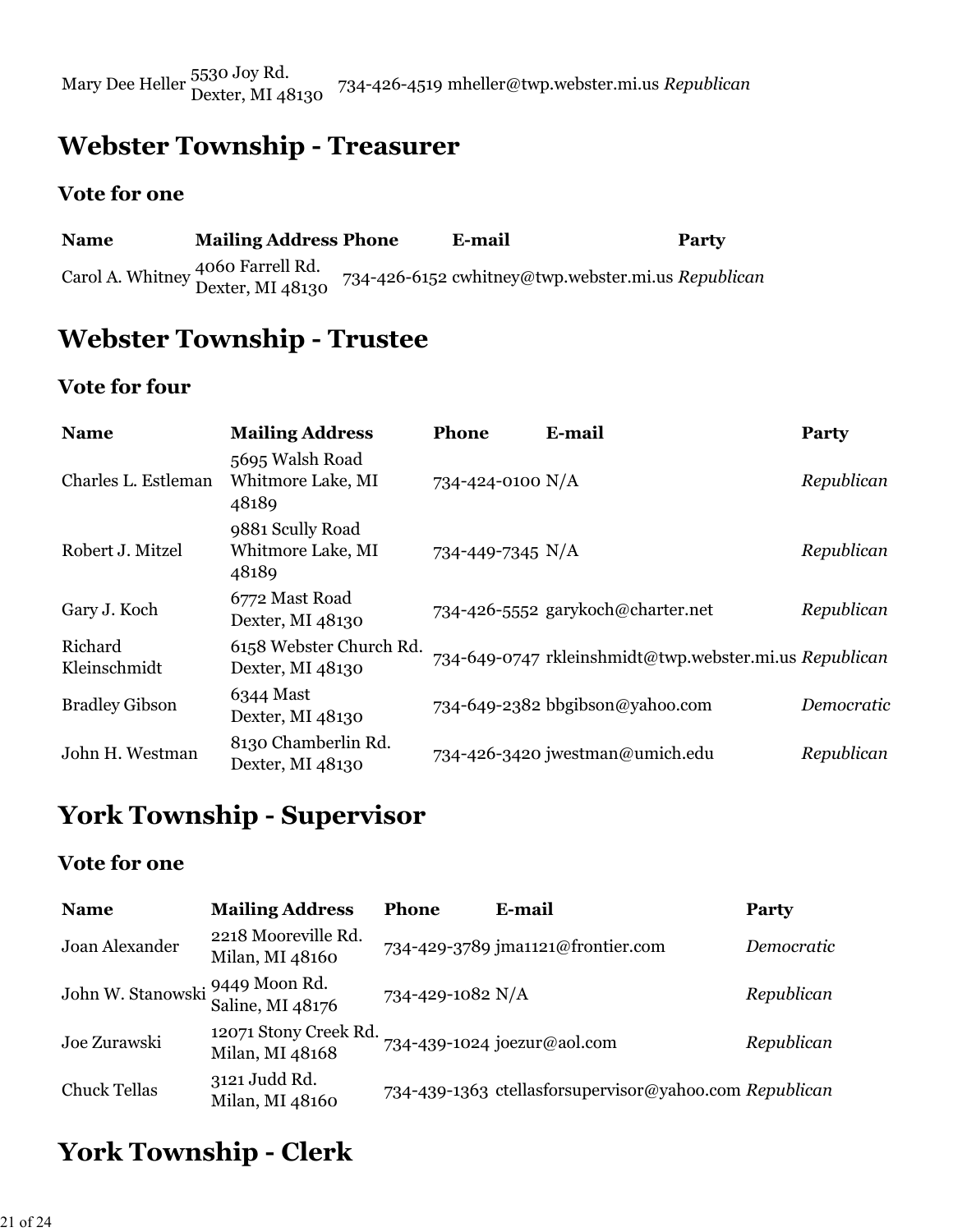| Mary Dee Heller | 5530 Joy Rd. Dexter, MI 48130 | 734-426-4519 | mheller@twp.webster.mi.us | *Republican* |
|---|---|---|---|---|

## Webster Township - Treasurer

### Vote for one

| Name | Mailing Address | Phone | E-mail | Party |
|---|---|---|---|---|
| Carol A. Whitney | 4060 Farrell Rd. Dexter, MI 48130 | 734-426-6152 | cwhitney@twp.webster.mi.us | *Republican* |

## Webster Township - Trustee

### Vote for four

| Name | Mailing Address | Phone | E-mail | Party |
|---|---|---|---|---|
| Charles L. Estleman | 5695 Walsh Road Whitmore Lake, MI 48189 | 734-424-0100 | N/A | *Republican* |
| Robert J. Mitzel | 9881 Scully Road Whitmore Lake, MI 48189 | 734-449-7345 | N/A | *Republican* |
| Gary J. Koch | 6772 Mast Road Dexter, MI 48130 | 734-426-5552 | garykoch@charter.net | *Republican* |
| Richard Kleinschmidt | 6158 Webster Church Rd. Dexter, MI 48130 | 734-649-0747 | rkleinshmidt@twp.webster.mi.us | *Republican* |
| Bradley Gibson | 6344 Mast Dexter, MI 48130 | 734-649-2382 | bbgibson@yahoo.com | *Democratic* |
| John H. Westman | 8130 Chamberlin Rd. Dexter, MI 48130 | 734-426-3420 | jwestman@umich.edu | *Republican* |

## York Township - Supervisor

### Vote for one

| Name | Mailing Address | Phone | E-mail | Party |
|---|---|---|---|---|
| Joan Alexander | 2218 Mooreville Rd. Milan, MI 48160 | 734-429-3789 | jma1121@frontier.com | *Democratic* |
| John W. Stanowski | 9449 Moon Rd. Saline, MI 48176 | 734-429-1082 | N/A | *Republican* |
| Joe Zurawski | 12071 Stony Creek Rd. Milan, MI 48168 | 734-439-1024 | joezur@aol.com | *Republican* |
| Chuck Tellas | 3121 Judd Rd. Milan, MI 48160 | 734-439-1363 | ctellasforsupervisor@yahoo.com | *Republican* |

## York Township - Clerk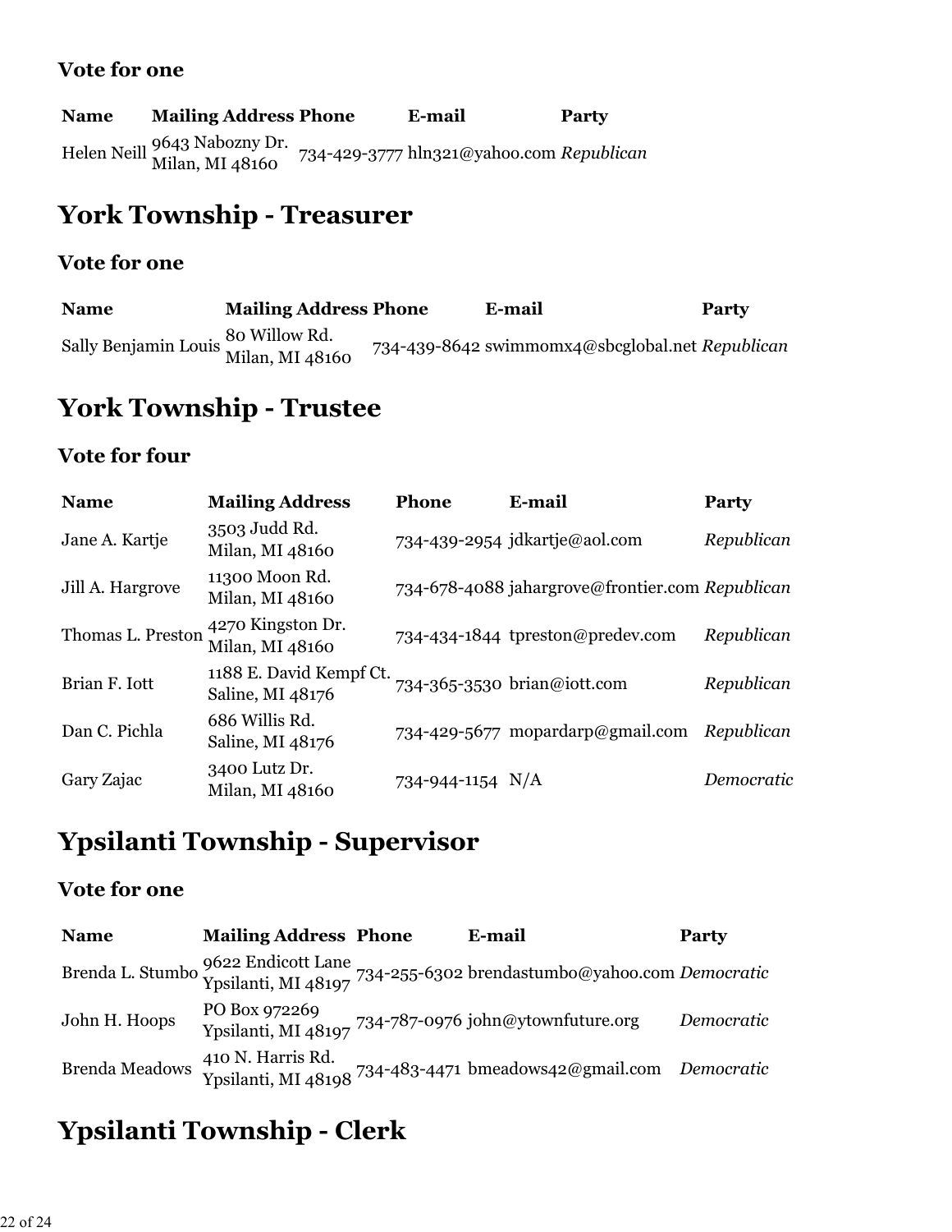### Vote for one

| Name | Mailing Address | Phone | E-mail | Party |
|---|---|---|---|---|
| Helen Neill | 9643 Nabozny Dr. Milan, MI 48160 | 734-429-3777 | hln321@yahoo.com | *Republican* |

## York Township - Treasurer

### Vote for one

| Name | Mailing Address | Phone | E-mail | Party |
|---|---|---|---|---|
| Sally Benjamin Louis | 80 Willow Rd. Milan, MI 48160 | 734-439-8642 | swimmomx4@sbcglobal.net | *Republican* |

## York Township - Trustee

### Vote for four

| Name | Mailing Address | Phone | E-mail | Party |
|---|---|---|---|---|
| Jane A. Kartje | 3503 Judd Rd. Milan, MI 48160 | 734-439-2954 | jdkartje@aol.com | *Republican* |
| Jill A. Hargrove | 11300 Moon Rd. Milan, MI 48160 | 734-678-4088 | jahargrove@frontier.com | *Republican* |
| Thomas L. Preston | 4270 Kingston Dr. Milan, MI 48160 | 734-434-1844 | tpreston@predev.com | *Republican* |
| Brian F. Iott | 1188 E. David Kempf Ct. Saline, MI 48176 | 734-365-3530 | brian@iott.com | *Republican* |
| Dan C. Pichla | 686 Willis Rd. Saline, MI 48176 | 734-429-5677 | mopardarp@gmail.com | *Republican* |
| Gary Zajac | 3400 Lutz Dr. Milan, MI 48160 | 734-944-1154 | N/A | *Democratic* |

## Ypsilanti Township - Supervisor

### Vote for one

| Name | Mailing Address | Phone | E-mail | Party |
|---|---|---|---|---|
| Brenda L. Stumbo | 9622 Endicott Lane Ypsilanti, MI 48197 | 734-255-6302 | brendastumbo@yahoo.com | *Democratic* |
| John H. Hoops | PO Box 972269 Ypsilanti, MI 48197 | 734-787-0976 | john@ytownfuture.org | *Democratic* |
| Brenda Meadows | 410 N. Harris Rd. Ypsilanti, MI 48198 | 734-483-4471 | bmeadows42@gmail.com | *Democratic* |

## Ypsilanti Township - Clerk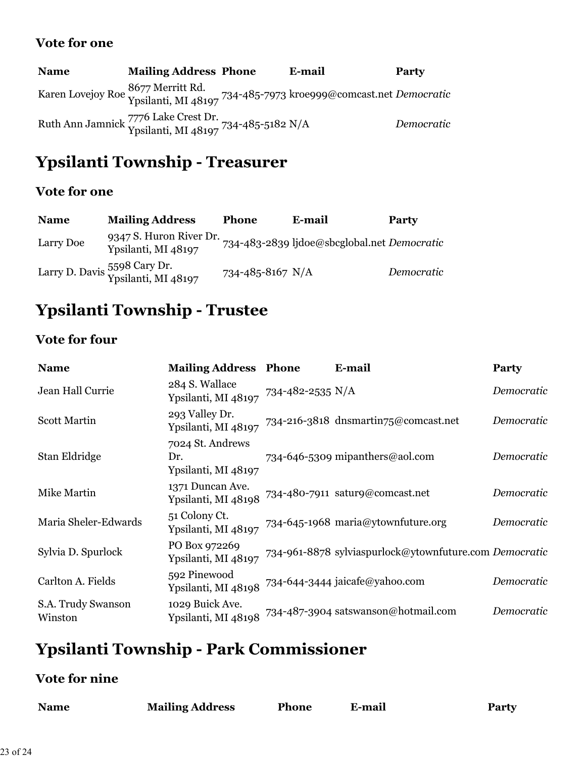### Vote for one

| Name | Mailing Address | Phone | E-mail | Party |
|---|---|---|---|---|
| Karen Lovejoy Roe | 8677 Merritt Rd. Ypsilanti, MI 48197 | 734-485-7973 | kroe999@comcast.net | *Democratic* |
| Ruth Ann Jamnick | 7776 Lake Crest Dr. Ypsilanti, MI 48197 | 734-485-5182 | N/A | *Democratic* |

## Ypsilanti Township - Treasurer

### Vote for one

| Name | Mailing Address | Phone | E-mail | Party |
|---|---|---|---|---|
| Larry Doe | 9347 S. Huron River Dr. Ypsilanti, MI 48197 | 734-483-2839 | ljdoe@sbcglobal.net | *Democratic* |
| Larry D. Davis | 5598 Cary Dr. Ypsilanti, MI 48197 | 734-485-8167 | N/A | *Democratic* |

## Ypsilanti Township - Trustee

### Vote for four

| Name | Mailing Address | Phone | E-mail | Party |
|---|---|---|---|---|
| Jean Hall Currie | 284 S. Wallace Ypsilanti, MI 48197 | 734-482-2535 | N/A | *Democratic* |
| Scott Martin | 293 Valley Dr. Ypsilanti, MI 48197 | 734-216-3818 | dnsmartin75@comcast.net | *Democratic* |
| Stan Eldridge | 7024 St. Andrews Dr. Ypsilanti, MI 48197 | 734-646-5309 | mipanthers@aol.com | *Democratic* |
| Mike Martin | 1371 Duncan Ave. Ypsilanti, MI 48198 | 734-480-7911 | satur9@comcast.net | *Democratic* |
| Maria Sheler-Edwards | 51 Colony Ct. Ypsilanti, MI 48197 | 734-645-1968 | maria@ytownfuture.org | *Democratic* |
| Sylvia D. Spurlock | PO Box 972269 Ypsilanti, MI 48197 | 734-961-8878 | sylviaspurlock@ytownfuture.com | *Democratic* |
| Carlton A. Fields | 592 Pinewood Ypsilanti, MI 48198 | 734-644-3444 | jaicafe@yahoo.com | *Democratic* |
| S.A. Trudy Swanson Winston | 1029 Buick Ave. Ypsilanti, MI 48198 | 734-487-3904 | satswanson@hotmail.com | *Democratic* |

## Ypsilanti Township - Park Commissioner

### Vote for nine

| Name | Mailing Address | Phone | E-mail | Party |
|---|---|---|---|---|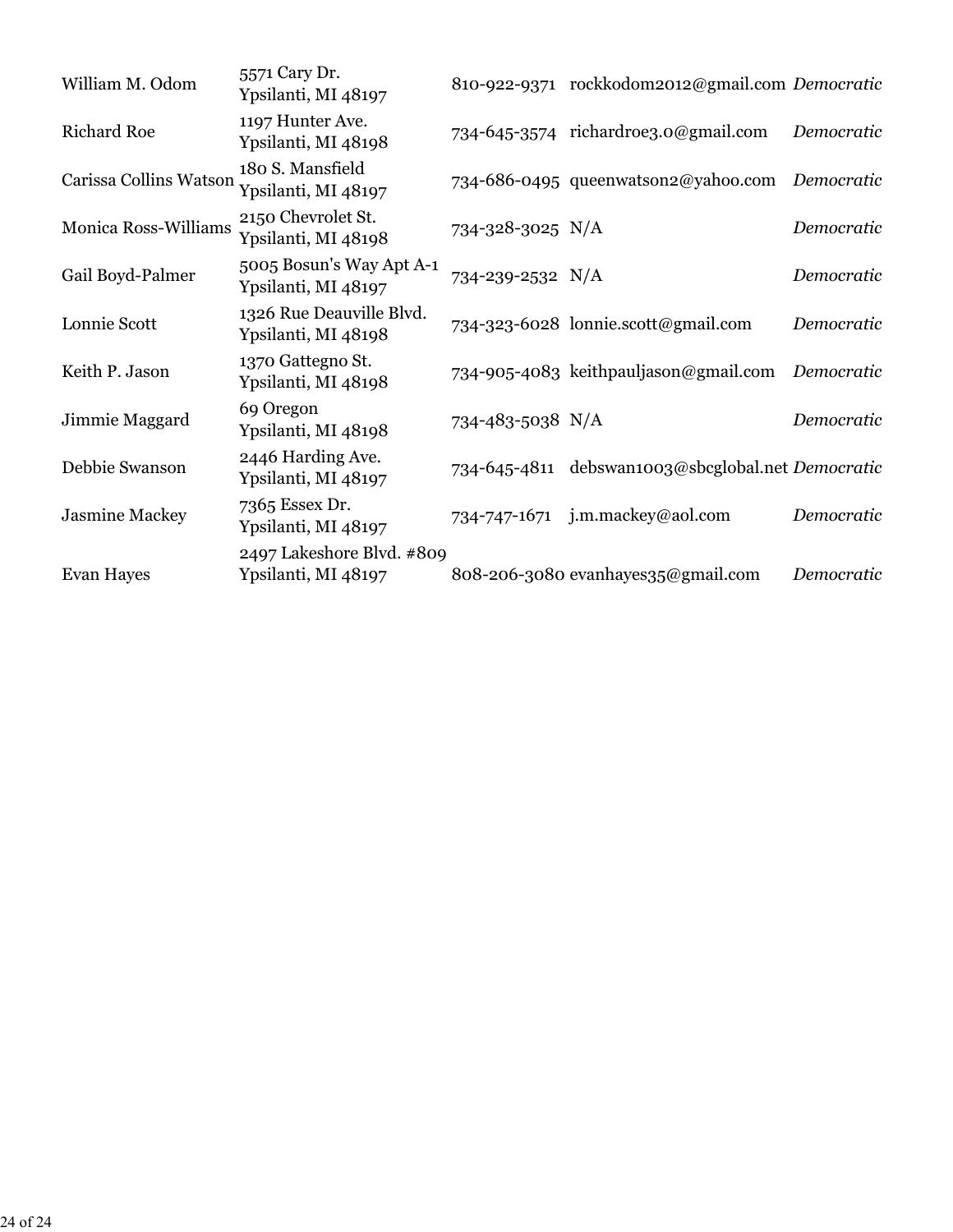| | | | | |
|---|---|---|---|---|
| William M. Odom | 5571 Cary Dr.<br>Ypsilanti, MI 48197 | 810-922-9371 | rockkodom2012@gmail.com | *Democratic* |
| Richard Roe | 1197 Hunter Ave.<br>Ypsilanti, MI 48198 | 734-645-3574 | richardroe3.0@gmail.com | *Democratic* |
| Carissa Collins Watson | 180 S. Mansfield<br>Ypsilanti, MI 48197 | 734-686-0495 | queenwatson2@yahoo.com | *Democratic* |
| Monica Ross-Williams | 2150 Chevrolet St.<br>Ypsilanti, MI 48198 | 734-328-3025 | N/A | *Democratic* |
| Gail Boyd-Palmer | 5005 Bosun's Way Apt A-1<br>Ypsilanti, MI 48197 | 734-239-2532 | N/A | *Democratic* |
| Lonnie Scott | 1326 Rue Deauville Blvd.<br>Ypsilanti, MI 48198 | 734-323-6028 | lonnie.scott@gmail.com | *Democratic* |
| Keith P. Jason | 1370 Gattegno St.<br>Ypsilanti, MI 48198 | 734-905-4083 | keithpauljason@gmail.com | *Democratic* |
| Jimmie Maggard | 69 Oregon<br>Ypsilanti, MI 48198 | 734-483-5038 | N/A | *Democratic* |
| Debbie Swanson | 2446 Harding Ave.<br>Ypsilanti, MI 48197 | 734-645-4811 | debswan1003@sbcglobal.net | *Democratic* |
| Jasmine Mackey | 7365 Essex Dr.<br>Ypsilanti, MI 48197 | 734-747-1671 | j.m.mackey@aol.com | *Democratic* |
| Evan Hayes | 2497 Lakeshore Blvd. #809<br>Ypsilanti, MI 48197 | 808-206-3080 | evanhayes35@gmail.com | *Democratic* |